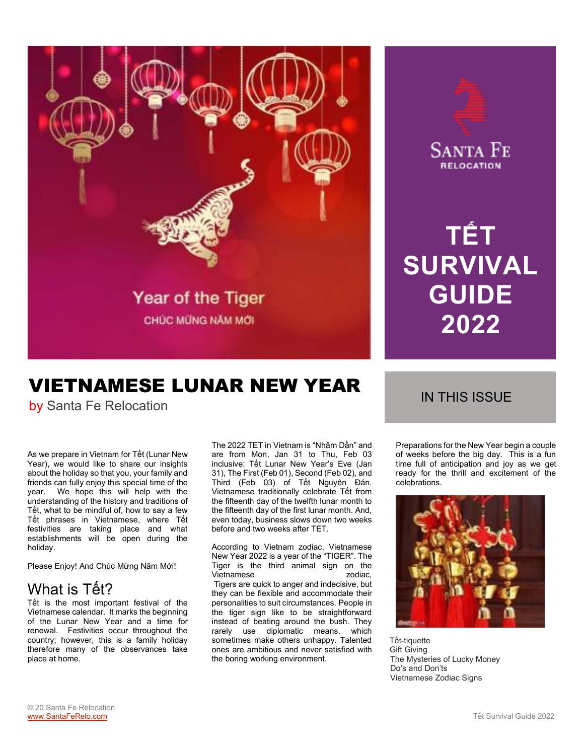Year of the Tiger

CHÚC MỪNG NĂM MỚI

SANTA FE RELOCATION

# TẾT SURVIVAL GUIDE 2022

# VIETNAMESE LUNAR NEW YEAR

by Santa Fe Relocation

As we prepare in Vietnam for Tết (Lunar New Year), we would like to share our insights about the holiday so that you, your family and friends can fully enjoy this special time of the year. We hope this will help with the understanding of the history and traditions of Tết, what to be mindful of, how to say a few Tết phrases in Vietnamese, where Tết festivities are taking place and what establishments will be open during the holiday.

Please Enjoy! And Chúc Mừng Năm Mới!

## What is Tết?

Tết is the most important festival of the Vietnamese calendar. It marks the beginning of the Lunar New Year and a time for renewal. Festivities occur throughout the country; however, this is a family holiday therefore many of the observances take place at home.

The 2022 TET in Vietnam is "Nhâm Dần" and are from Mon, Jan 31 to Thu, Feb 03 inclusive: Tết Lunar New Year's Eve (Jan 31), The First (Feb 01), Second (Feb 02), and Third (Feb 03) of Tết Nguyên Đán. Vietnamese traditionally celebrate Tết from the fifteenth day of the twelfth lunar month to the fifteenth day of the first lunar month. And, even today, business slows down two weeks before and two weeks after TET.

According to Vietnam zodiac, Vietnamese New Year 2022 is a year of the "TIGER". The Tiger is the third animal sign on the Vietnamese zodiac, Tigers are quick to anger and indecisive, but they can be flexible and accommodate their personalities to suit circumstances. People in the tiger sign like to be straightforward instead of beating around the bush. They rarely use diplomatic means, which sometimes make others unhappy. Talented ones are ambitious and never satisfied with the boring working environment.

Preparations for the New Year begin a couple of weeks before the big day. This is a fun time full of anticipation and joy as we get ready for the thrill and excitement of the celebrations.

## IN THIS ISSUE

Tết-tiquette
Gift Giving
The Mysteries of Lucky Money
Do's and Don'ts
Vietnamese Zodiac Signs

© 20 Santa Fe Relocation
www.SantaFeRelo.com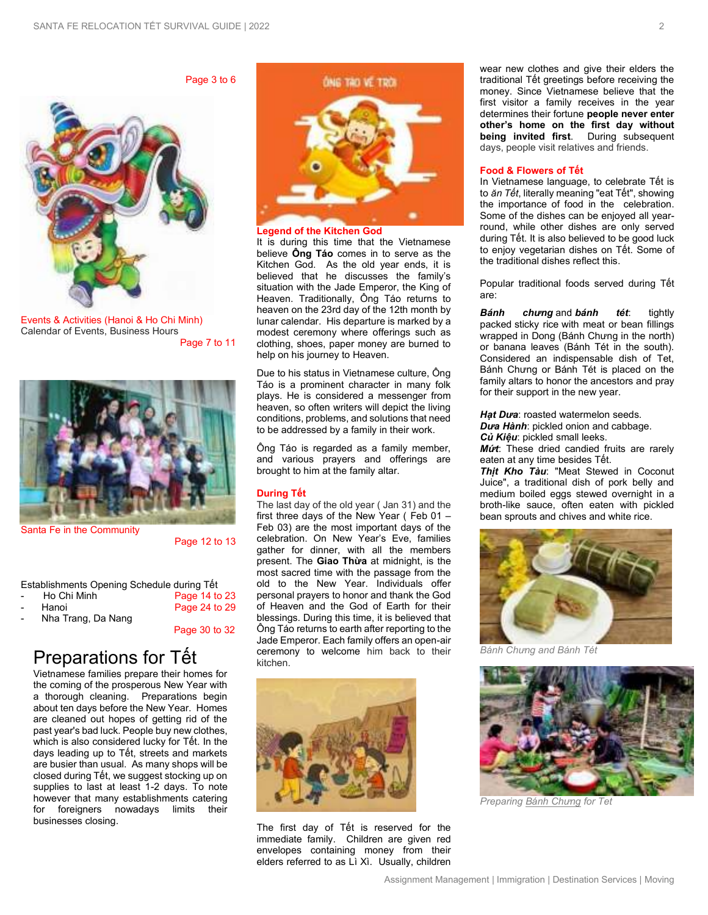Page 3 to 6

Events & Activities (Hanoi & Ho Chi Minh)
Calendar of Events, Business Hours

Page 7 to 11

Santa Fe in the Community

Page 12 to 13

Establishments Opening Schedule during Tết

- Ho Chi Minh — Page 14 to 23
- Hanoi — Page 24 to 29
- Nha Trang, Da Nang — Page 30 to 32

# Preparations for Tết

Vietnamese families prepare their homes for the coming of the prosperous New Year with a thorough cleaning. Preparations begin about ten days before the New Year. Homes are cleaned out hopes of getting rid of the past year's bad luck. People buy new clothes, which is also considered lucky for Tết. In the days leading up to Tết, streets and markets are busier than usual. As many shops will be closed during Tết, we suggest stocking up on supplies to last at least 1-2 days. To note however that many establishments catering for foreigners nowadays limits their businesses closing.

## Legend of the Kitchen God

It is during this time that the Vietnamese believe **Ông Táo** comes in to serve as the Kitchen God. As the old year ends, it is believed that he discusses the family's situation with the Jade Emperor, the King of Heaven. Traditionally, Ông Táo returns to heaven on the 23rd day of the 12th month by lunar calendar. His departure is marked by a modest ceremony where offerings such as clothing, shoes, paper money are burned to help on his journey to Heaven.

Due to his status in Vietnamese culture, Ông Táo is a prominent character in many folk plays. He is considered a messenger from heaven, so often writers will depict the living conditions, problems, and solutions that need to be addressed by a family in their work.

Ông Táo is regarded as a family member, and various prayers and offerings are brought to him at the family altar.

## During Tết

The last day of the old year ( Jan 31) and the first three days of the New Year ( Feb 01 – Feb 03) are the most important days of the celebration. On New Year's Eve, families gather for dinner, with all the members present. The **Giao Thừa** at midnight, is the most sacred time with the passage from the old to the New Year. Individuals offer personal prayers to honor and thank the God of Heaven and the God of Earth for their blessings. During this time, it is believed that Ông Táo returns to earth after reporting to the Jade Emperor. Each family offers an open-air ceremony to welcome him back to their kitchen.

The first day of Tết is reserved for the immediate family. Children are given red envelopes containing money from their elders referred to as Lì Xì. Usually, children wear new clothes and give their elders the traditional Tết greetings before receiving the money. Since Vietnamese believe that the first visitor a family receives in the year determines their fortune **people never enter other's home on the first day without being invited first**. During subsequent days, people visit relatives and friends.

## Food & Flowers of Tết

In Vietnamese language, to celebrate Tết is to *ăn Tết*, literally meaning "eat Tết", showing the importance of food in the celebration. Some of the dishes can be enjoyed all year-round, while other dishes are only served during Tết. It is also believed to be good luck to enjoy vegetarian dishes on Tết. Some of the traditional dishes reflect this.

Popular traditional foods served during Tết are:

***Bánh chưng*** and ***bánh tét***: tightly packed sticky rice with meat or bean fillings wrapped in Dong (Bánh Chưng in the north) or banana leaves (Bánh Tét in the south). Considered an indispensable dish of Tet, Bánh Chưng or Bánh Tét is placed on the family altars to honor the ancestors and pray for their support in the new year.

***Hạt Dưa***: roasted watermelon seeds.
***Dưa Hành***: pickled onion and cabbage.
***Củ Kiệu***: pickled small leeks.
***Mứt***: These dried candied fruits are rarely eaten at any time besides Tết.
***Thịt Kho Tàu***: "Meat Stewed in Coconut Juice", a traditional dish of pork belly and medium boiled eggs stewed overnight in a broth-like sauce, often eaten with pickled bean sprouts and chives and white rice.

*Bánh Chưng and Bánh Tét*

*Preparing Bánh Chưng for Tet*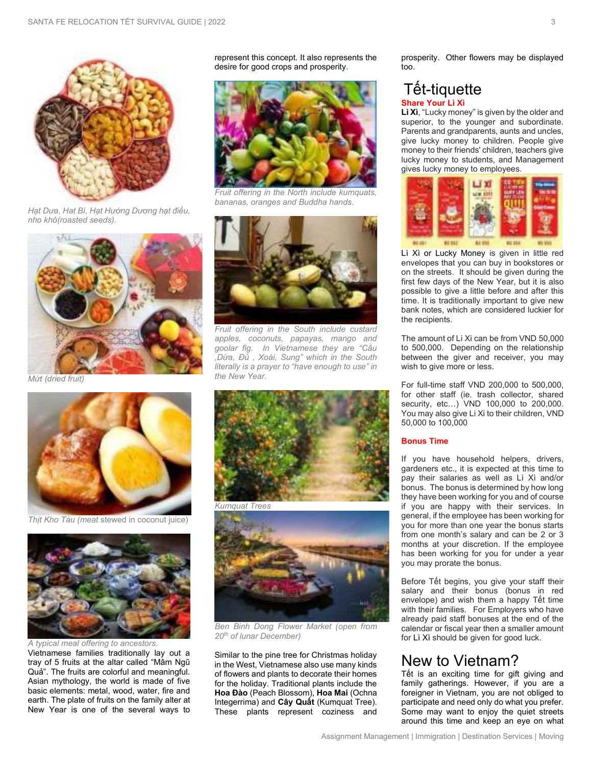*Hạt Dưa, Hat Bí, Hạt Hướng Dương hạt điều, nho khô(roasted seeds).*

*Mứt (dried fruit)*

*Thịt Kho Tàu (meat* stewed in coconut juice)

*A typical meal offering to ancestors.*

Vietnamese families traditionally lay out a tray of 5 fruits at the altar called "Mâm Ngũ Quả". The fruits are colorful and meaningful. Asian mythology, the world is made of five basic elements: metal, wood, water, fire and earth. The plate of fruits on the family alter at New Year is one of the several ways to represent this concept. It also represents the desire for good crops and prosperity.

*Fruit offering in the North include kumquats, bananas, oranges and Buddha hands.*

*Fruit offering in the South include custard apples, coconuts, papayas, mango and goolar fig. In Vietnamese they are "Cầu ,Dừa, Đủ , Xoài, Sung" which in the South literally is a prayer to "have enough to use" in the New Year.*

*Kumquat Trees*

*Ben Binh Dong Flower Market (open from 20th of lunar December)*

Similar to the pine tree for Christmas holiday in the West, Vietnamese also use many kinds of flowers and plants to decorate their homes for the holiday. Traditional plants include the **Hoa Đào** (Peach Blossom), **Hoa Mai** (Ochna Integerrima) and **Cây Quất** (Kumquat Tree). These plants represent coziness and prosperity. Other flowers may be displayed too.

# Tết-tiquette

## Share Your Lì Xì

**Lì Xì**, "Lucky money" is given by the older and superior, to the younger and subordinate. Parents and grandparents, aunts and uncles, give lucky money to children. People give money to their friends' children, teachers give lucky money to students, and Management gives lucky money to employees.

Lì Xì or Lucky Money is given in little red envelopes that you can buy in bookstores or on the streets. It should be given during the first few days of the New Year, but it is also possible to give a little before and after this time. It is traditionally important to give new bank notes, which are considered luckier for the recipients.

The amount of Li Xi can be from VND 50,000 to 500,000. Depending on the relationship between the giver and receiver, you may wish to give more or less.

For full-time staff VND 200,000 to 500,000, for other staff (ie. trash collector, shared security, etc…) VND 100,000 to 200,000. You may also give Li Xi to their children, VND 50,000 to 100,000

## Bonus Time

If you have household helpers, drivers, gardeners etc., it is expected at this time to pay their salaries as well as Lì Xì and/or bonus. The bonus is determined by how long they have been working for you and of course if you are happy with their services. In general, if the employee has been working for you for more than one year the bonus starts from one month's salary and can be 2 or 3 months at your discretion. If the employee has been working for you for under a year you may prorate the bonus.

Before Tết begins, you give your staff their salary and their bonus (bonus in red envelope) and wish them a happy Tết time with their families. For Employers who have already paid staff bonuses at the end of the calendar or fiscal year then a smaller amount for Lì Xì should be given for good luck.

# New to Vietnam?

Tết is an exciting time for gift giving and family gatherings. However, if you are a foreigner in Vietnam, you are not obliged to participate and need only do what you prefer. Some may want to enjoy the quiet streets around this time and keep an eye on what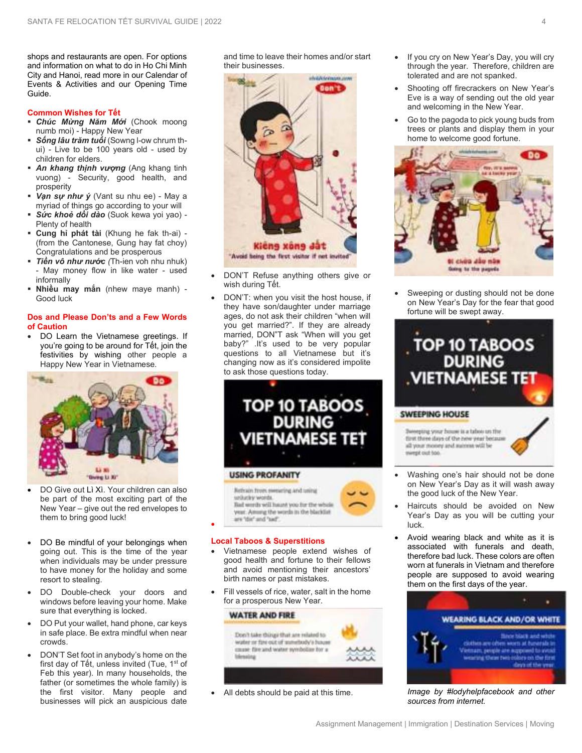shops and restaurants are open. For options and information on what to do in Ho Chi Minh City and Hanoi, read more in our Calendar of Events & Activities and our Opening Time Guide.

### Common Wishes for Tết

- ***Chúc Mừng Năm Mới*** (Chook moong numb moi) - Happy New Year
- ***Sống lâu trăm tuổi*** (Sowng l-ow chrum th-ui) - Live to be 100 years old - used by children for elders.
- ***An khang thịnh vượng*** (Ang khang tinh vuong) - Security, good health, and prosperity
- ***Vạn sự như ý*** (Vant su nhu ee) - May a myriad of things go according to your will
- ***Sức khoẻ dồi dào*** (Suok kewa yoi yao) - Plenty of health
- **Cung hỉ phát tài** (Khung he fak th-ai) - (from the Cantonese, Gung hay fat choy) Congratulations and be prosperous
- ***Tiền vô như nước*** *(*Th-ien voh nhu nhuk) - May money flow in like water - used informally
- **Nhiều may mắn** (nhew maye manh) - Good luck

### Dos and Please Don'ts and a Few Words of Caution

- DO Learn the Vietnamese greetings. If you're going to be around for Tết, join the festivities by wishing other people a Happy New Year in Vietnamese.
- DO Give out Lì Xì. Your children can also be part of the most exciting part of the New Year – give out the red envelopes to them to bring good luck!
- DO Be mindful of your belongings when going out. This is the time of the year when individuals may be under pressure to have money for the holiday and some resort to stealing.
- DO Double-check your doors and windows before leaving your home. Make sure that everything is locked.
- DO Put your wallet, hand phone, car keys in safe place. Be extra mindful when near crowds.
- DON'T Set foot in anybody's home on the first day of Tết, unless invited (Tue, 1st of Feb this year). In many households, the father (or sometimes the whole family) is the first visitor. Many people and businesses will pick an auspicious date and time to leave their homes and/or start their businesses.
- DON'T Refuse anything others give or wish during Tết.
- DON'T: when you visit the host house, if they have son/daughter under marriage ages, do not ask their children "when will you get married?". If they are already married, DON"T ask "When will you get baby?" .It's used to be very popular questions to all Vietnamese but it's changing now as it's considered impolite to ask those questions today.

### Local Taboos & Superstitions

- Vietnamese people extend wishes of good health and fortune to their fellows and avoid mentioning their ancestors' birth names or past mistakes.
- Fill vessels of rice, water, salt in the home for a prosperous New Year.
- All debts should be paid at this time.
- If you cry on New Year's Day, you will cry through the year. Therefore, children are tolerated and are not spanked.
- Shooting off firecrackers on New Year's Eve is a way of sending out the old year and welcoming in the New Year.
- Go to the pagoda to pick young buds from trees or plants and display them in your home to welcome good fortune.
- Sweeping or dusting should not be done on New Year's Day for the fear that good fortune will be swept away.
- Washing one's hair should not be done on New Year's Day as it will wash away the good luck of the New Year.
- Haircuts should be avoided on New Year's Day as you will be cutting your luck.
- Avoid wearing black and white as it is associated with funerals and death, therefore bad luck. These colors are often worn at funerals in Vietnam and therefore people are supposed to avoid wearing them on the first days of the year.

*Image by #lodyhelpfacebook and other sources from internet.*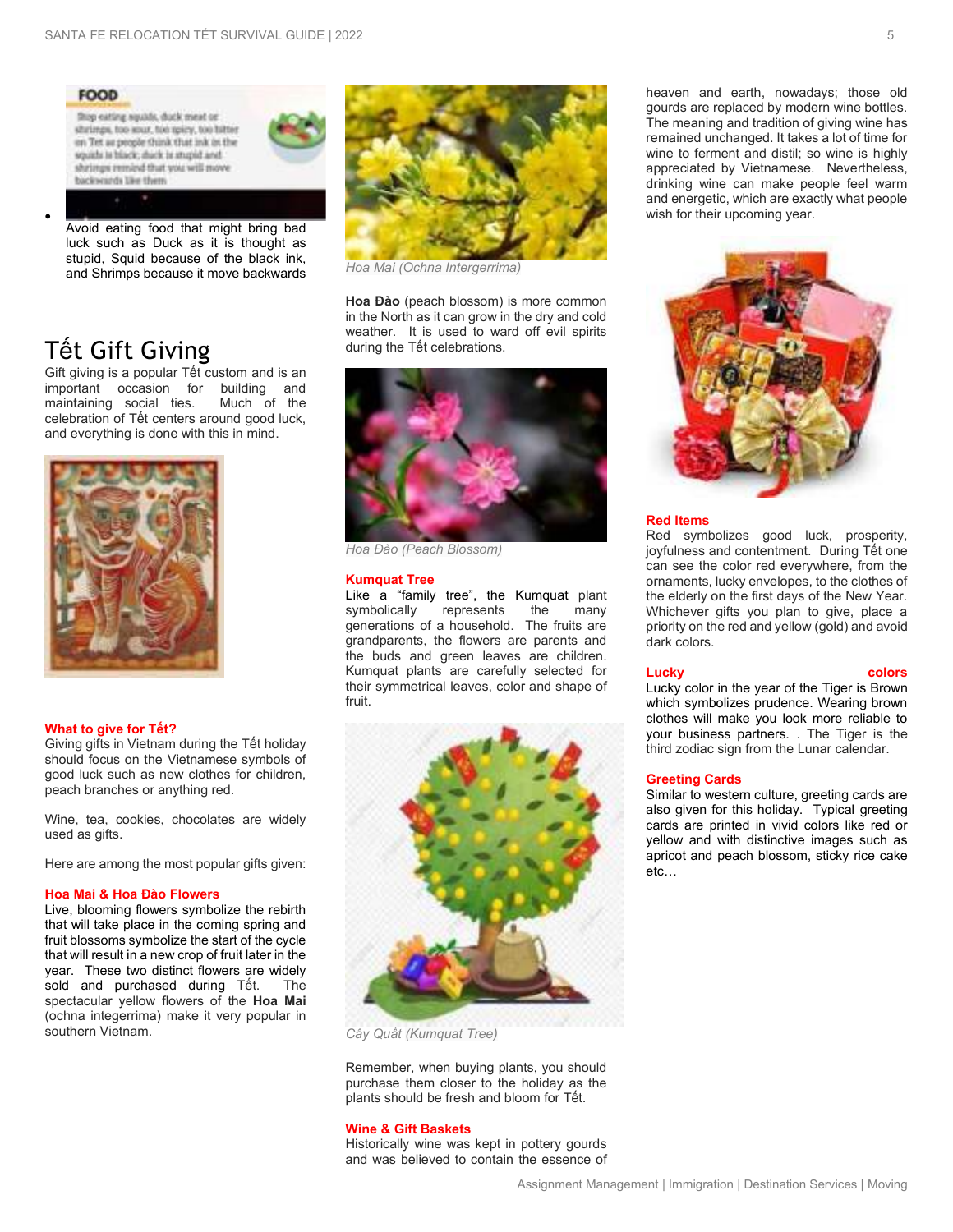- Avoid eating food that might bring bad luck such as Duck as it is thought as stupid, Squid because of the black ink, and Shrimps because it move backwards

## Tết Gift Giving

Gift giving is a popular Tết custom and is an important occasion for building and maintaining social ties. Much of the celebration of Tết centers around good luck, and everything is done with this in mind.

### What to give for Tết?

Giving gifts in Vietnam during the Tết holiday should focus on the Vietnamese symbols of good luck such as new clothes for children, peach branches or anything red.

Wine, tea, cookies, chocolates are widely used as gifts.

Here are among the most popular gifts given:

### Hoa Mai & Hoa Đào Flowers

Live, blooming flowers symbolize the rebirth that will take place in the coming spring and fruit blossoms symbolize the start of the cycle that will result in a new crop of fruit later in the year. These two distinct flowers are widely sold and purchased during Tết. The spectacular yellow flowers of the **Hoa Mai** (ochna integerrima) make it very popular in southern Vietnam.

*Hoa Mai (Ochna Intergerrima)*

**Hoa Đào** (peach blossom) is more common in the North as it can grow in the dry and cold weather. It is used to ward off evil spirits during the Tết celebrations.

*Hoa Đào (Peach Blossom)*

### Kumquat Tree

Like a "family tree", the Kumquat plant symbolically represents the many generations of a household. The fruits are grandparents, the flowers are parents and the buds and green leaves are children. Kumquat plants are carefully selected for their symmetrical leaves, color and shape of fruit.

*Cây Quất (Kumquat Tree)*

Remember, when buying plants, you should purchase them closer to the holiday as the plants should be fresh and bloom for Tết.

### Wine & Gift Baskets

Historically wine was kept in pottery gourds and was believed to contain the essence of heaven and earth, nowadays; those old gourds are replaced by modern wine bottles. The meaning and tradition of giving wine has remained unchanged. It takes a lot of time for wine to ferment and distil; so wine is highly appreciated by Vietnamese. Nevertheless, drinking wine can make people feel warm and energetic, which are exactly what people wish for their upcoming year.

### Red Items

Red symbolizes good luck, prosperity, joyfulness and contentment. During Tết one can see the color red everywhere, from the ornaments, lucky envelopes, to the clothes of the elderly on the first days of the New Year. Whichever gifts you plan to give, place a priority on the red and yellow (gold) and avoid dark colors.

### Lucky colors

Lucky color in the year of the Tiger is Brown which symbolizes prudence. Wearing brown clothes will make you look more reliable to your business partners. . The Tiger is the third zodiac sign from the Lunar calendar.

### Greeting Cards

Similar to western culture, greeting cards are also given for this holiday. Typical greeting cards are printed in vivid colors like red or yellow and with distinctive images such as apricot and peach blossom, sticky rice cake etc…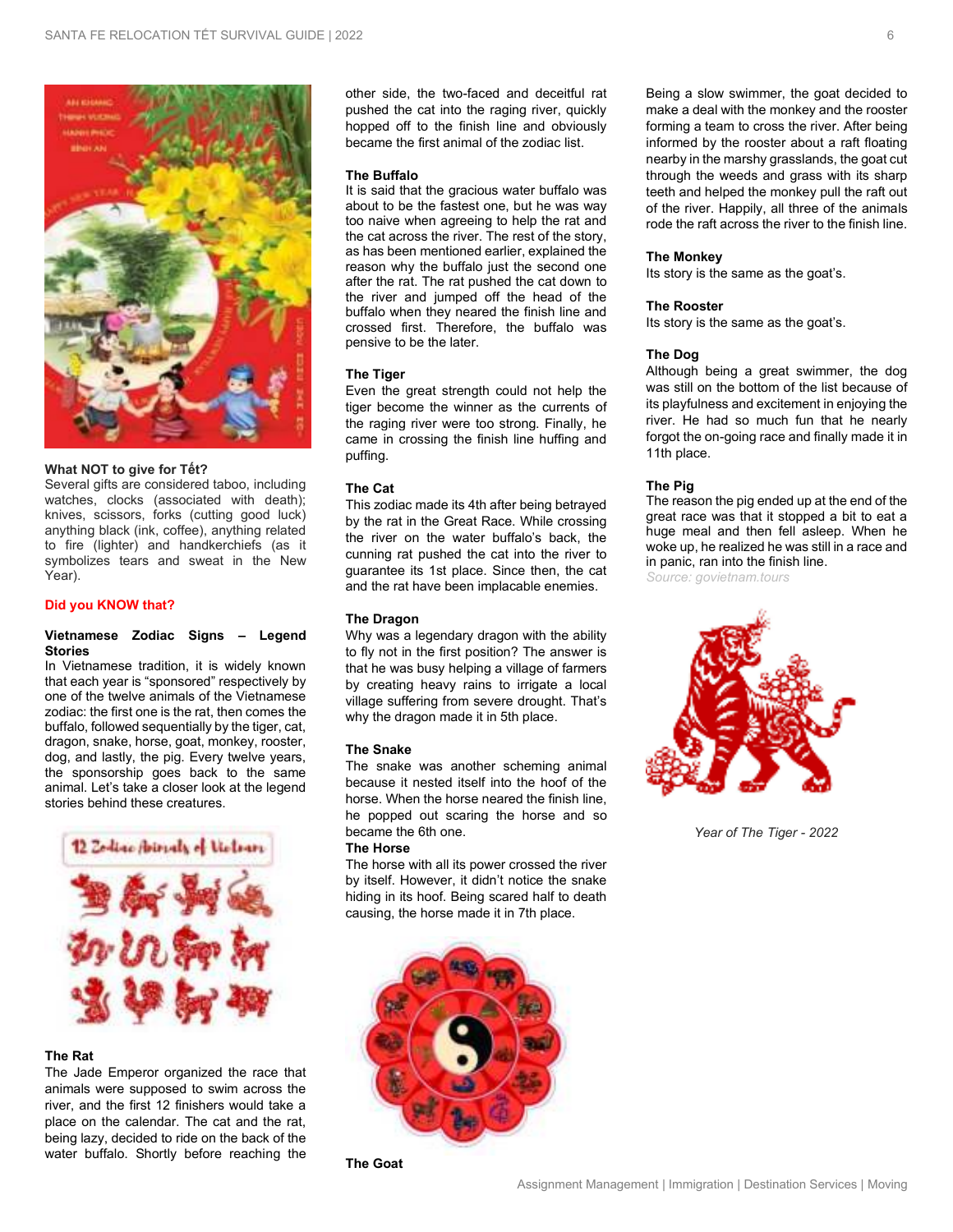### What NOT to give for Tết?

Several gifts are considered taboo, including watches, clocks (associated with death); knives, scissors, forks (cutting good luck) anything black (ink, coffee), anything related to fire (lighter) and handkerchiefs (as it symbolizes tears and sweat in the New Year).

## Did you KNOW that?

### Vietnamese Zodiac Signs – Legend Stories

In Vietnamese tradition, it is widely known that each year is "sponsored" respectively by one of the twelve animals of the Vietnamese zodiac: the first one is the rat, then comes the buffalo, followed sequentially by the tiger, cat, dragon, snake, horse, goat, monkey, rooster, dog, and lastly, the pig. Every twelve years, the sponsorship goes back to the same animal. Let's take a closer look at the legend stories behind these creatures.

### The Rat

The Jade Emperor organized the race that animals were supposed to swim across the river, and the first 12 finishers would take a place on the calendar. The cat and the rat, being lazy, decided to ride on the back of the water buffalo. Shortly before reaching the other side, the two-faced and deceitful rat pushed the cat into the raging river, quickly hopped off to the finish line and obviously became the first animal of the zodiac list.

### The Buffalo

It is said that the gracious water buffalo was about to be the fastest one, but he was way too naive when agreeing to help the rat and the cat across the river. The rest of the story, as has been mentioned earlier, explained the reason why the buffalo just the second one after the rat. The rat pushed the cat down to the river and jumped off the head of the buffalo when they neared the finish line and crossed first. Therefore, the buffalo was pensive to be the later.

### The Tiger

Even the great strength could not help the tiger become the winner as the currents of the raging river were too strong. Finally, he came in crossing the finish line huffing and puffing.

### The Cat

This zodiac made its 4th after being betrayed by the rat in the Great Race. While crossing the river on the water buffalo's back, the cunning rat pushed the cat into the river to guarantee its 1st place. Since then, the cat and the rat have been implacable enemies.

### The Dragon

Why was a legendary dragon with the ability to fly not in the first position? The answer is that he was busy helping a village of farmers by creating heavy rains to irrigate a local village suffering from severe drought. That's why the dragon made it in 5th place.

### The Snake

The snake was another scheming animal because it nested itself into the hoof of the horse. When the horse neared the finish line, he popped out scaring the horse and so became the 6th one.

### The Horse

The horse with all its power crossed the river by itself. However, it didn't notice the snake hiding in its hoof. Being scared half to death causing, the horse made it in 7th place.

### The Goat

Being a slow swimmer, the goat decided to make a deal with the monkey and the rooster forming a team to cross the river. After being informed by the rooster about a raft floating nearby in the marshy grasslands, the goat cut through the weeds and grass with its sharp teeth and helped the monkey pull the raft out of the river. Happily, all three of the animals rode the raft across the river to the finish line.

### The Monkey

Its story is the same as the goat's.

### The Rooster

Its story is the same as the goat's.

### The Dog

Although being a great swimmer, the dog was still on the bottom of the list because of its playfulness and excitement in enjoying the river. He had so much fun that he nearly forgot the on-going race and finally made it in 11th place.

### The Pig

The reason the pig ended up at the end of the great race was that it stopped a bit to eat a huge meal and then fell asleep. When he woke up, he realized he was still in a race and in panic, ran into the finish line.

*Source: govietnam.tours*

*Year of The Tiger - 2022*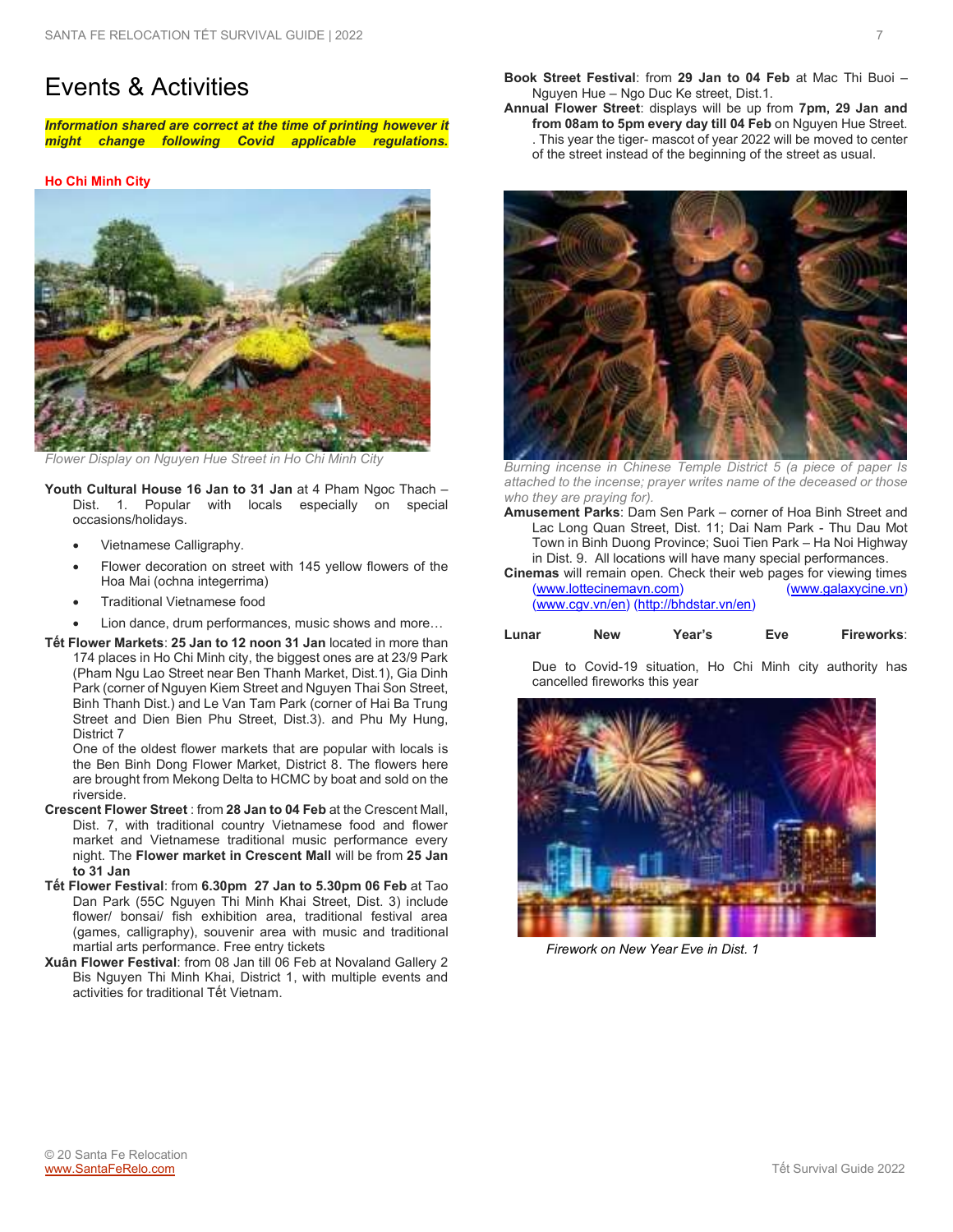# Events & Activities

***Information shared are correct at the time of printing however it might change following Covid applicable regulations.***

**Ho Chi Minh City**

*Flower Display on Nguyen Hue Street in Ho Chi Minh City*

**Youth Cultural House 16 Jan to 31 Jan** at 4 Pham Ngoc Thach – Dist. 1. Popular with locals especially on special occasions/holidays.

- Vietnamese Calligraphy.
- Flower decoration on street with 145 yellow flowers of the Hoa Mai (ochna integerrima)
- Traditional Vietnamese food
- Lion dance, drum performances, music shows and more…

**Tết Flower Markets**: **25 Jan to 12 noon 31 Jan** located in more than 174 places in Ho Chi Minh city, the biggest ones are at 23/9 Park (Pham Ngu Lao Street near Ben Thanh Market, Dist.1), Gia Dinh Park (corner of Nguyen Kiem Street and Nguyen Thai Son Street, Binh Thanh Dist.) and Le Van Tam Park (corner of Hai Ba Trung Street and Dien Bien Phu Street, Dist.3). and Phu My Hung, District 7

One of the oldest flower markets that are popular with locals is the Ben Binh Dong Flower Market, District 8. The flowers here are brought from Mekong Delta to HCMC by boat and sold on the riverside.

**Crescent Flower Street** : from **28 Jan to 04 Feb** at the Crescent Mall, Dist. 7, with traditional country Vietnamese food and flower market and Vietnamese traditional music performance every night. The **Flower market in Crescent Mall** will be from **25 Jan to 31 Jan**

**Tết Flower Festival**: from **6.30pm 27 Jan to 5.30pm 06 Feb** at Tao Dan Park (55C Nguyen Thi Minh Khai Street, Dist. 3) include flower/ bonsai/ fish exhibition area, traditional festival area (games, calligraphy), souvenir area with music and traditional martial arts performance. Free entry tickets

**Xuân Flower Festival**: from 08 Jan till 06 Feb at Novaland Gallery 2 Bis Nguyen Thi Minh Khai, District 1, with multiple events and activities for traditional Tết Vietnam.

**Book Street Festival**: from **29 Jan to 04 Feb** at Mac Thi Buoi – Nguyen Hue – Ngo Duc Ke street, Dist.1.

**Annual Flower Street**: displays will be up from **7pm, 29 Jan and from 08am to 5pm every day till 04 Feb** on Nguyen Hue Street. . This year the tiger- mascot of year 2022 will be moved to center of the street instead of the beginning of the street as usual.

*Burning incense in Chinese Temple District 5 (a piece of paper Is attached to the incense; prayer writes name of the deceased or those who they are praying for).*

**Amusement Parks**: Dam Sen Park – corner of Hoa Binh Street and Lac Long Quan Street, Dist. 11; Dai Nam Park - Thu Dau Mot Town in Binh Duong Province; Suoi Tien Park – Ha Noi Highway in Dist. 9. All locations will have many special performances.

**Cinemas** will remain open. Check their web pages for viewing times (www.lottecinemavn.com) (www.galaxycine.vn) (www.cgv.vn/en) (http://bhdstar.vn/en)

**Lunar New Year's Eve Fireworks**:

Due to Covid-19 situation, Ho Chi Minh city authority has cancelled fireworks this year

*Firework on New Year Eve in Dist. 1*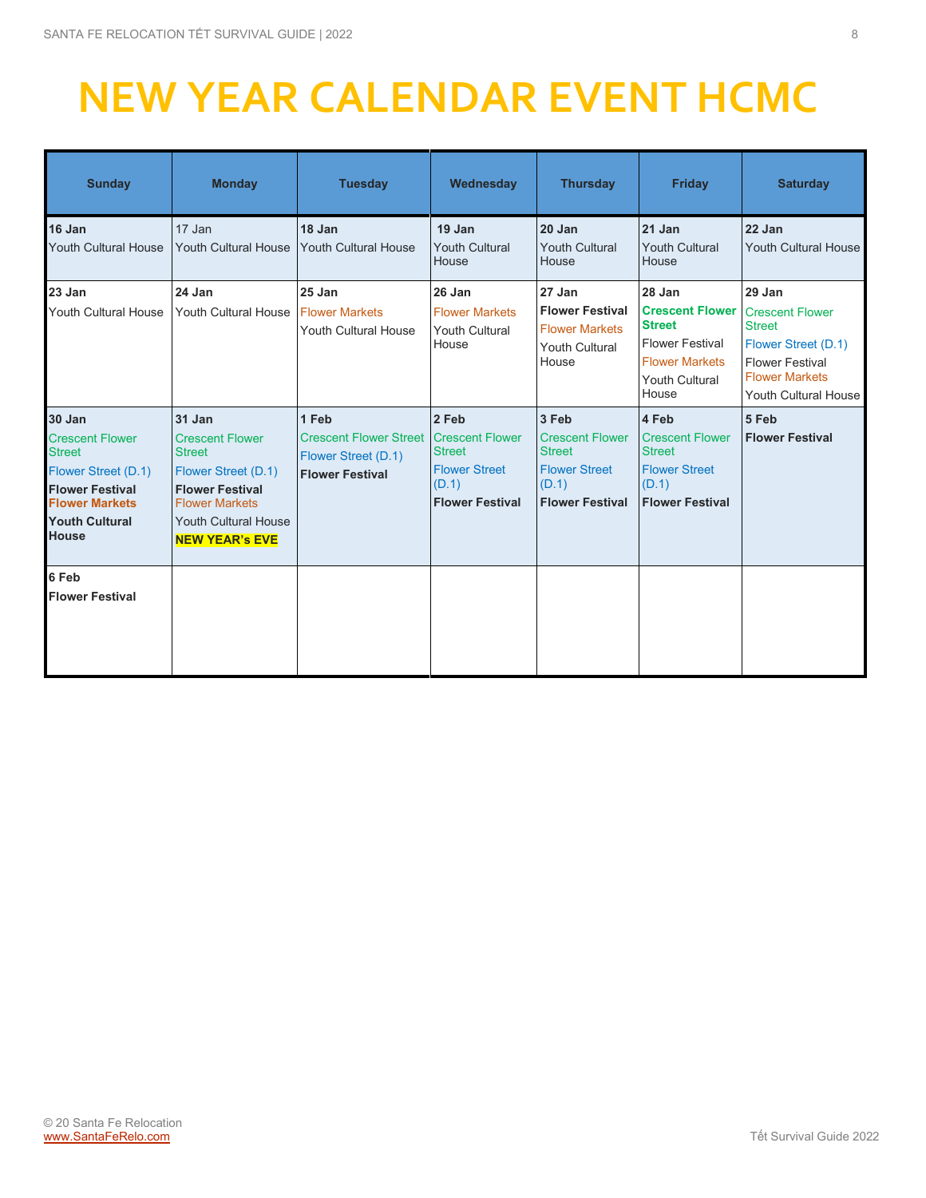# NEW YEAR CALENDAR EVENT HCMC

| Sunday | Monday | Tuesday | Wednesday | Thursday | Friday | Saturday |
|---|---|---|---|---|---|---|
| **16 Jan**<br>Youth Cultural House | 17 Jan<br>Youth Cultural House | **18 Jan**<br>Youth Cultural House | **19 Jan**<br>Youth Cultural House | **20 Jan**<br>Youth Cultural House | **21 Jan**<br>Youth Cultural House | **22 Jan**<br>Youth Cultural House |
| **23 Jan**<br>Youth Cultural House | **24 Jan**<br>Youth Cultural House | **25 Jan**<br>Flower Markets<br>Youth Cultural House | **26 Jan**<br>Flower Markets<br>Youth Cultural House | **27 Jan**<br>**Flower Festival**<br>Flower Markets<br>Youth Cultural House | **28 Jan**<br>**Crescent Flower Street**<br>Flower Festival<br>Flower Markets<br>Youth Cultural House | **29 Jan**<br>Crescent Flower Street<br>Flower Street (D.1)<br>Flower Festival<br>Flower Markets<br>Youth Cultural House |
| **30 Jan**<br>Crescent Flower Street<br>Flower Street (D.1)<br>**Flower Festival**<br>**Flower Markets**<br>**Youth Cultural House** | **31 Jan**<br>Crescent Flower Street<br>Flower Street (D.1)<br>**Flower Festival**<br>Flower Markets<br>Youth Cultural House<br>**NEW YEAR's EVE** | **1 Feb**<br>Crescent Flower Street<br>Flower Street (D.1)<br>**Flower Festival** | **2 Feb**<br>Crescent Flower Street<br>Flower Street (D.1)<br>**Flower Festival** | **3 Feb**<br>Crescent Flower Street<br>Flower Street (D.1)<br>**Flower Festival** | **4 Feb**<br>Crescent Flower Street<br>Flower Street (D.1)<br>**Flower Festival** | **5 Feb**<br>**Flower Festival** |
| **6 Feb**<br>**Flower Festival** | | | | | | |

© 20 Santa Fe Relocation
www.SantaFeRelo.com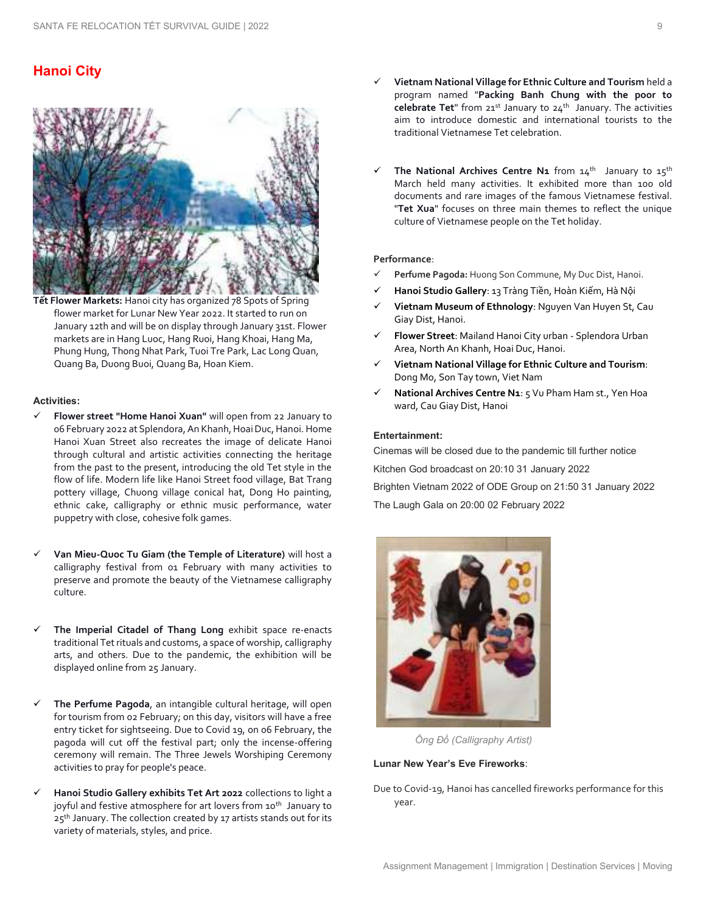## Hanoi City

**Tết Flower Markets:** Hanoi city has organized 78 Spots of Spring flower market for Lunar New Year 2022. It started to run on January 12th and will be on display through January 31st. Flower markets are in Hang Luoc, Hang Ruoi, Hang Khoai, Hang Ma, Phung Hung, Thong Nhat Park, Tuoi Tre Park, Lac Long Quan, Quang Ba, Duong Buoi, Quang Ba, Hoan Kiem.

**Activities:**

- ✓ **Flower street "Home Hanoi Xuan"** will open from 22 January to 06 February 2022 at Splendora, An Khanh, Hoai Duc, Hanoi. Home Hanoi Xuan Street also recreates the image of delicate Hanoi through cultural and artistic activities connecting the heritage from the past to the present, introducing the old Tet style in the flow of life. Modern life like Hanoi Street food village, Bat Trang pottery village, Chuong village conical hat, Dong Ho painting, ethnic cake, calligraphy or ethnic music performance, water puppetry with close, cohesive folk games.

- ✓ **Van Mieu-Quoc Tu Giam (the Temple of Literature)** will host a calligraphy festival from 01 February with many activities to preserve and promote the beauty of the Vietnamese calligraphy culture.

- ✓ **The Imperial Citadel of Thang Long** exhibit space re-enacts traditional Tet rituals and customs, a space of worship, calligraphy arts, and others. Due to the pandemic, the exhibition will be displayed online from 25 January.

- ✓ **The Perfume Pagoda**, an intangible cultural heritage, will open for tourism from 02 February; on this day, visitors will have a free entry ticket for sightseeing. Due to Covid 19, on 06 February, the pagoda will cut off the festival part; only the incense-offering ceremony will remain. The Three Jewels Worshiping Ceremony activities to pray for people's peace.

- ✓ **Hanoi Studio Gallery exhibits Tet Art 2022** collections to light a joyful and festive atmosphere for art lovers from 10th January to 25th January. The collection created by 17 artists stands out for its variety of materials, styles, and price.

- ✓ **Vietnam National Village for Ethnic Culture and Tourism** held a program named "**Packing Banh Chung with the poor to celebrate Tet**" from 21st January to 24th January. The activities aim to introduce domestic and international tourists to the traditional Vietnamese Tet celebration.

- ✓ **The National Archives Centre N1** from 14th January to 15th March held many activities. It exhibited more than 100 old documents and rare images of the famous Vietnamese festival. "**Tet Xua**" focuses on three main themes to reflect the unique culture of Vietnamese people on the Tet holiday.

**Performance**:

- ✓ **Perfume Pagoda:** Huong Son Commune, My Duc Dist, Hanoi.
- ✓ **Hanoi Studio Gallery**: 13 Tràng Tiền, Hoàn Kiếm, Hà Nội
- ✓ **Vietnam Museum of Ethnology**: Nguyen Van Huyen St, Cau Giay Dist, Hanoi.
- ✓ **Flower Street**: Mailand Hanoi City urban - Splendora Urban Area, North An Khanh, Hoai Duc, Hanoi.
- ✓ **Vietnam National Village for Ethnic Culture and Tourism**: Dong Mo, Son Tay town, Viet Nam
- ✓ **National Archives Centre N1**: 5 Vu Pham Ham st., Yen Hoa ward, Cau Giay Dist, Hanoi

**Entertainment:**

Cinemas will be closed due to the pandemic till further notice

Kitchen God broadcast on 20:10 31 January 2022

Brighten Vietnam 2022 of ODE Group on 21:50 31 January 2022

The Laugh Gala on 20:00 02 February 2022

*Ông Đồ (Calligraphy Artist)*

**Lunar New Year's Eve Fireworks**:

Due to Covid-19, Hanoi has cancelled fireworks performance for this year.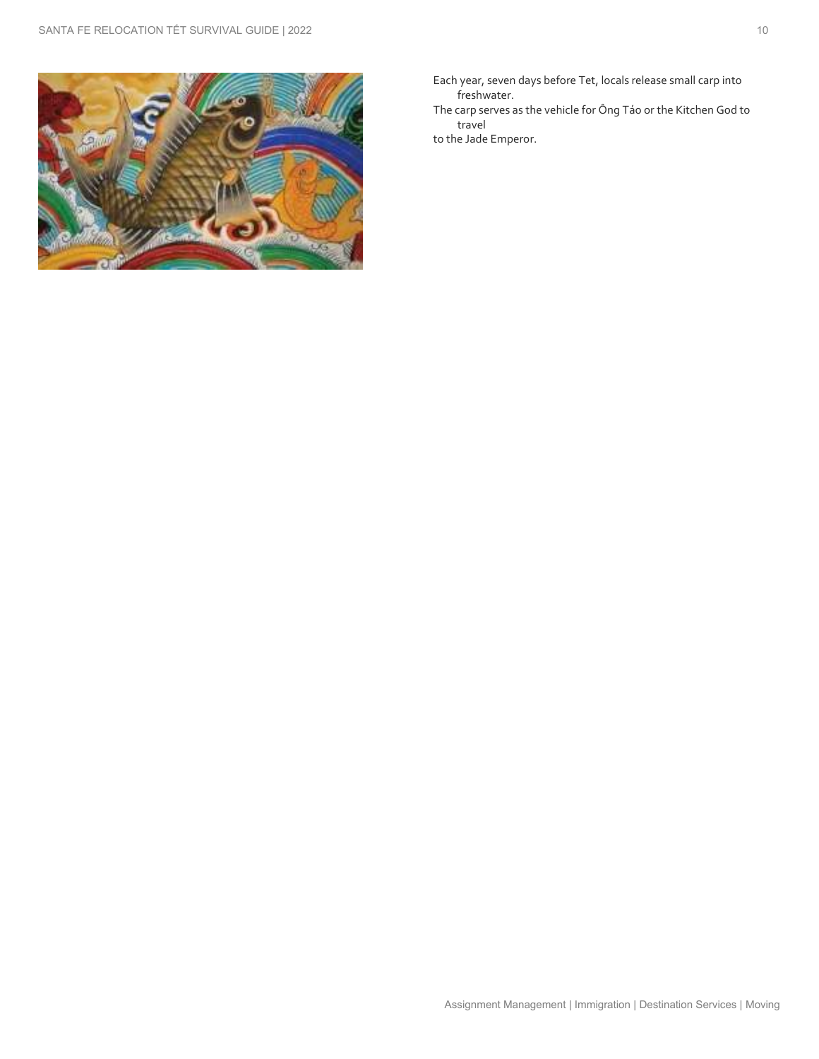Each year, seven days before Tet, locals release small carp into freshwater.

The carp serves as the vehicle for Ông Táo or the Kitchen God to travel to the Jade Emperor.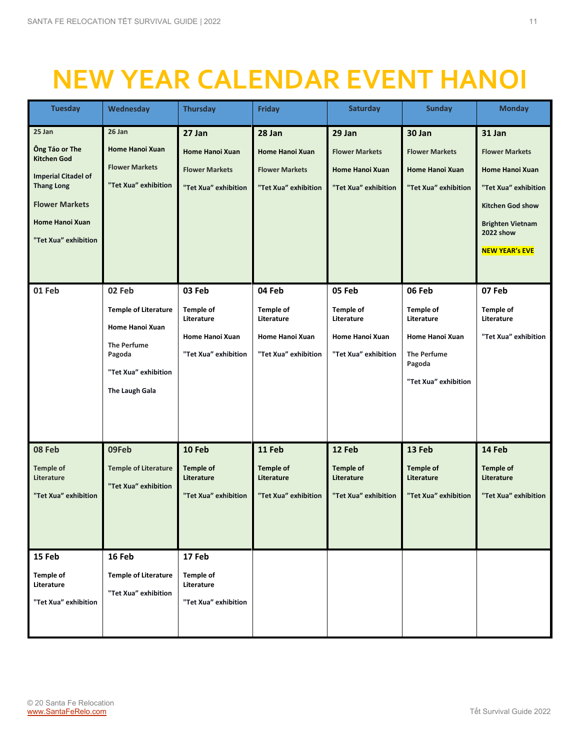# NEW YEAR CALENDAR EVENT HANOI

| Tuesday | Wednesday | Thursday | Friday | Saturday | Sunday | Monday |
|---|---|---|---|---|---|---|
| **25 Jan**<br>**Ông Táo or The Kitchen God**<br>**Imperial Citadel of Thang Long**<br>**Flower Markets**<br>**Home Hanoi Xuan**<br>**"Tet Xua" exhibition** | **26 Jan**<br>**Home Hanoi Xuan**<br>**Flower Markets**<br>**"Tet Xua" exhibition** | **27 Jan**<br>**Home Hanoi Xuan**<br>**Flower Markets**<br>**"Tet Xua" exhibition** | **28 Jan**<br>**Home Hanoi Xuan**<br>**Flower Markets**<br>**"Tet Xua" exhibition** | **29 Jan**<br>**Flower Markets**<br>**Home Hanoi Xuan**<br>**"Tet Xua" exhibition** | **30 Jan**<br>**Flower Markets**<br>**Home Hanoi Xuan**<br>**"Tet Xua" exhibition** | **31 Jan**<br>**Flower Markets**<br>**Home Hanoi Xuan**<br>**"Tet Xua" exhibition**<br>**Kitchen God show**<br>**Brighten Vietnam 2022 show**<br>**NEW YEAR's EVE** |
| **01 Feb** | **02 Feb**<br>**Temple of Literature**<br>**Home Hanoi Xuan**<br>**The Perfume Pagoda**<br>**"Tet Xua" exhibition**<br>**The Laugh Gala** | **03 Feb**<br>**Temple of Literature**<br>**Home Hanoi Xuan**<br>**"Tet Xua" exhibition** | **04 Feb**<br>**Temple of Literature**<br>**Home Hanoi Xuan**<br>**"Tet Xua" exhibition** | **05 Feb**<br>**Temple of Literature**<br>**Home Hanoi Xuan**<br>**"Tet Xua" exhibition** | **06 Feb**<br>**Temple of Literature**<br>**Home Hanoi Xuan**<br>**The Perfume Pagoda**<br>**"Tet Xua" exhibition** | **07 Feb**<br>**Temple of Literature**<br>**"Tet Xua" exhibition** |
| **08 Feb**<br>**Temple of Literature**<br>**"Tet Xua" exhibition** | **09Feb**<br>**Temple of Literature**<br>**"Tet Xua" exhibition** | **10 Feb**<br>**Temple of Literature**<br>**"Tet Xua" exhibition** | **11 Feb**<br>**Temple of Literature**<br>**"Tet Xua" exhibition** | **12 Feb**<br>**Temple of Literature**<br>**"Tet Xua" exhibition** | **13 Feb**<br>**Temple of Literature**<br>**"Tet Xua" exhibition** | **14 Feb**<br>**Temple of Literature**<br>**"Tet Xua" exhibition** |
| **15 Feb**<br>**Temple of Literature**<br>**"Tet Xua" exhibition** | **16 Feb**<br>**Temple of Literature**<br>**"Tet Xua" exhibition** | **17 Feb**<br>**Temple of Literature**<br>**"Tet Xua" exhibition** | | | | |

© 20 Santa Fe Relocation
www.SantaFeRelo.com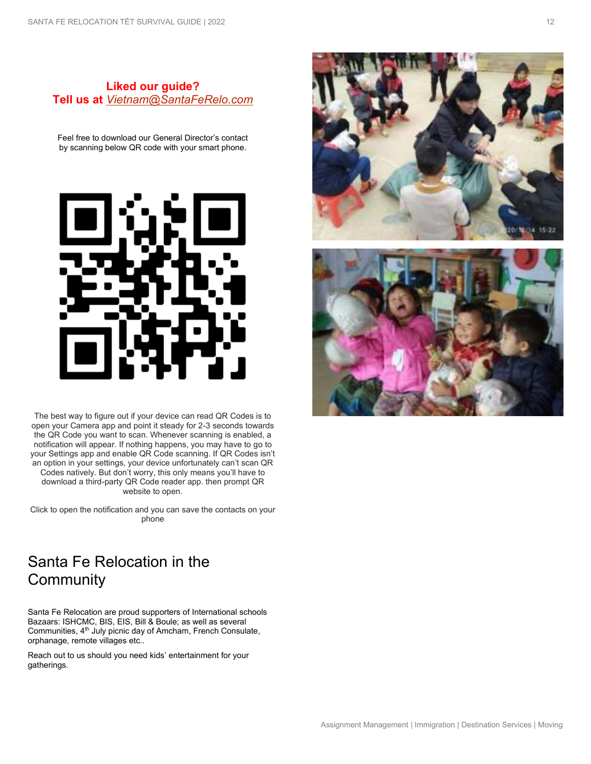**Liked our guide?**
**Tell us at *Vietnam@SantaFeRelo.com***

Feel free to download our General Director's contact by scanning below QR code with your smart phone.

The best way to figure out if your device can read QR Codes is to open your Camera app and point it steady for 2-3 seconds towards the QR Code you want to scan. Whenever scanning is enabled, a notification will appear. If nothing happens, you may have to go to your Settings app and enable QR Code scanning. If QR Codes isn't an option in your settings, your device unfortunately can't scan QR Codes natively. But don't worry, this only means you'll have to download a third-party QR Code reader app. then prompt QR website to open.

Click to open the notification and you can save the contacts on your phone

# Santa Fe Relocation in the Community

Santa Fe Relocation are proud supporters of International schools Bazaars: ISHCMC, BIS, EIS, Bill & Boule; as well as several Communities, 4th July picnic day of Amcham, French Consulate, orphanage, remote villages etc..

Reach out to us should you need kids' entertainment for your gatherings.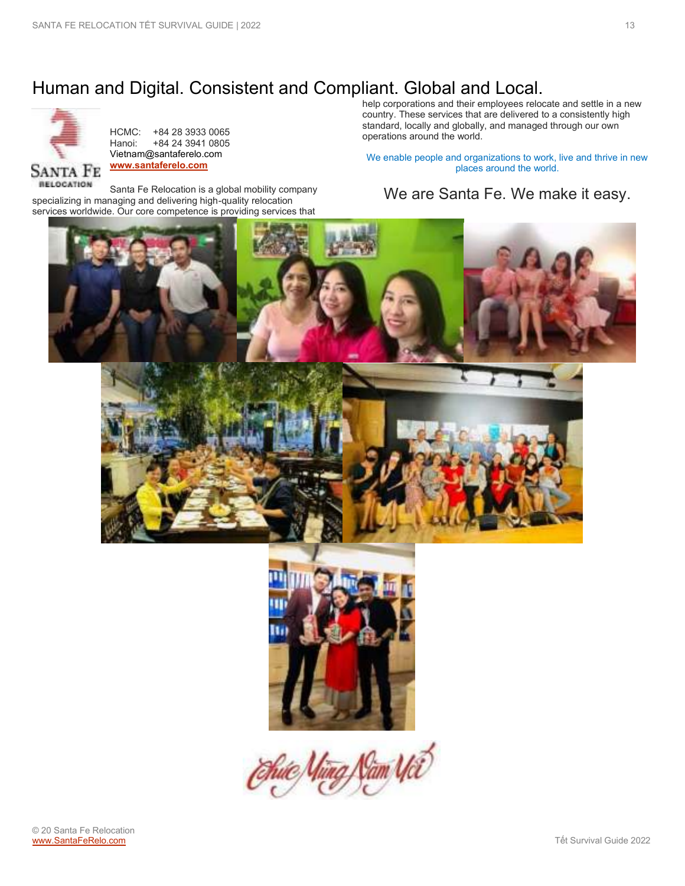# Human and Digital. Consistent and Compliant. Global and Local.

HCMC: +84 28 3933 0065
Hanoi: +84 24 3941 0805
Vietnam@santaferelo.com
**www.santaferelo.com**

Santa Fe Relocation is a global mobility company specializing in managing and delivering high-quality relocation services worldwide. Our core competence is providing services that help corporations and their employees relocate and settle in a new country. These services that are delivered to a consistently high standard, locally and globally, and managed through our own operations around the world.

We enable people and organizations to work, live and thrive in new places around the world.

## We are Santa Fe. We make it easy.

© 20 Santa Fe Relocation
www.SantaFeRelo.com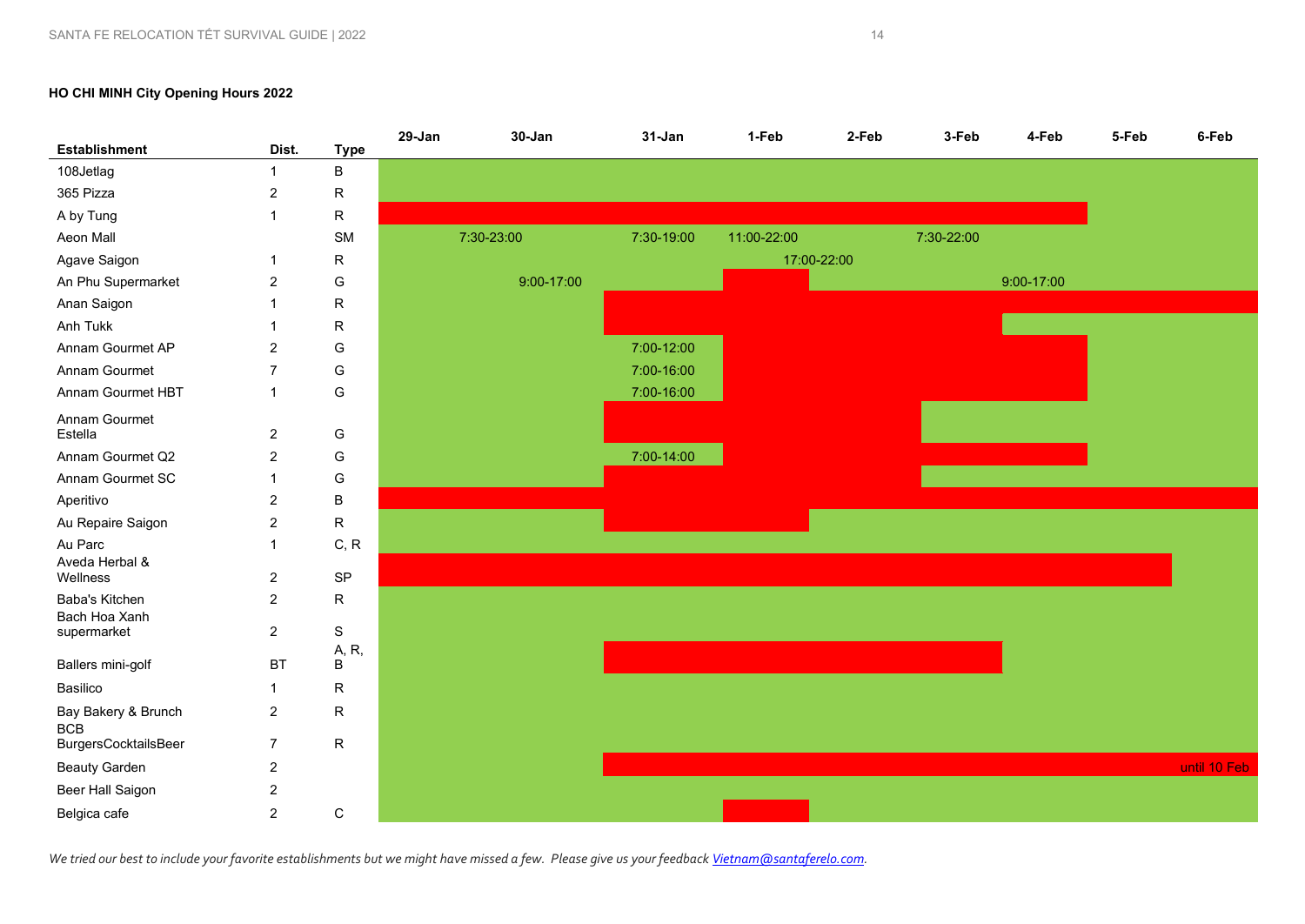**HO CHI MINH City Opening Hours 2022**

| Establishment | Dist. | Type | 29-Jan | 30-Jan | 31-Jan | 1-Feb | 2-Feb | 3-Feb | 4-Feb | 5-Feb | 6-Feb |
|---|---|---|---|---|---|---|---|---|---|---|---|
| 108Jetlag | 1 | B | | | | | | | | | |
| 365 Pizza | 2 | R | | | | | | | | | |
| A by Tung | 1 | R | | | | | | | | | |
| Aeon Mall | | SM | | 7:30-23:00 | 7:30-19:00 | 11:00-22:00 | | 7:30-22:00 | | | |
| Agave Saigon | 1 | R | | | | | 17:00-22:00 | | | | |
| An Phu Supermarket | 2 | G | | 9:00-17:00 | | | | | 9:00-17:00 | | |
| Anan Saigon | 1 | R | | | | | | | | | |
| Anh Tukk | 1 | R | | | | | | | | | |
| Annam Gourmet AP | 2 | G | | | 7:00-12:00 | | | | | | |
| Annam Gourmet | 7 | G | | | 7:00-16:00 | | | | | | |
| Annam Gourmet HBT | 1 | G | | | 7:00-16:00 | | | | | | |
| Annam Gourmet Estella | 2 | G | | | | | | | | | |
| Annam Gourmet Q2 | 2 | G | | | 7:00-14:00 | | | | | | |
| Annam Gourmet SC | 1 | G | | | | | | | | | |
| Aperitivo | 2 | B | | | | | | | | | |
| Au Repaire Saigon | 2 | R | | | | | | | | | |
| Au Parc | 1 | C, R | | | | | | | | | |
| Aveda Herbal & Wellness | 2 | SP | | | | | | | | | |
| Baba's Kitchen | 2 | R | | | | | | | | | |
| Bach Hoa Xanh supermarket | 2 | S | | | | | | | | | |
| Ballers mini-golf | BT | A, R, B | | | | | | | | | |
| Basilico | 1 | R | | | | | | | | | |
| Bay Bakery & Brunch | 2 | R | | | | | | | | | |
| BCB BurgersCocktailsBeer | 7 | R | | | | | | | | | |
| Beauty Garden | 2 | | | | | | | | | | until 10 Feb |
| Beer Hall Saigon | 2 | | | | | | | | | | |
| Belgica cafe | 2 | C | | | | | | | | | |

*We tried our best to include your favorite establishments but we might have missed a few. Please give us your feedback [Vietnam@santaferelo.com](mailto:Vietnam@santaferelo.com).*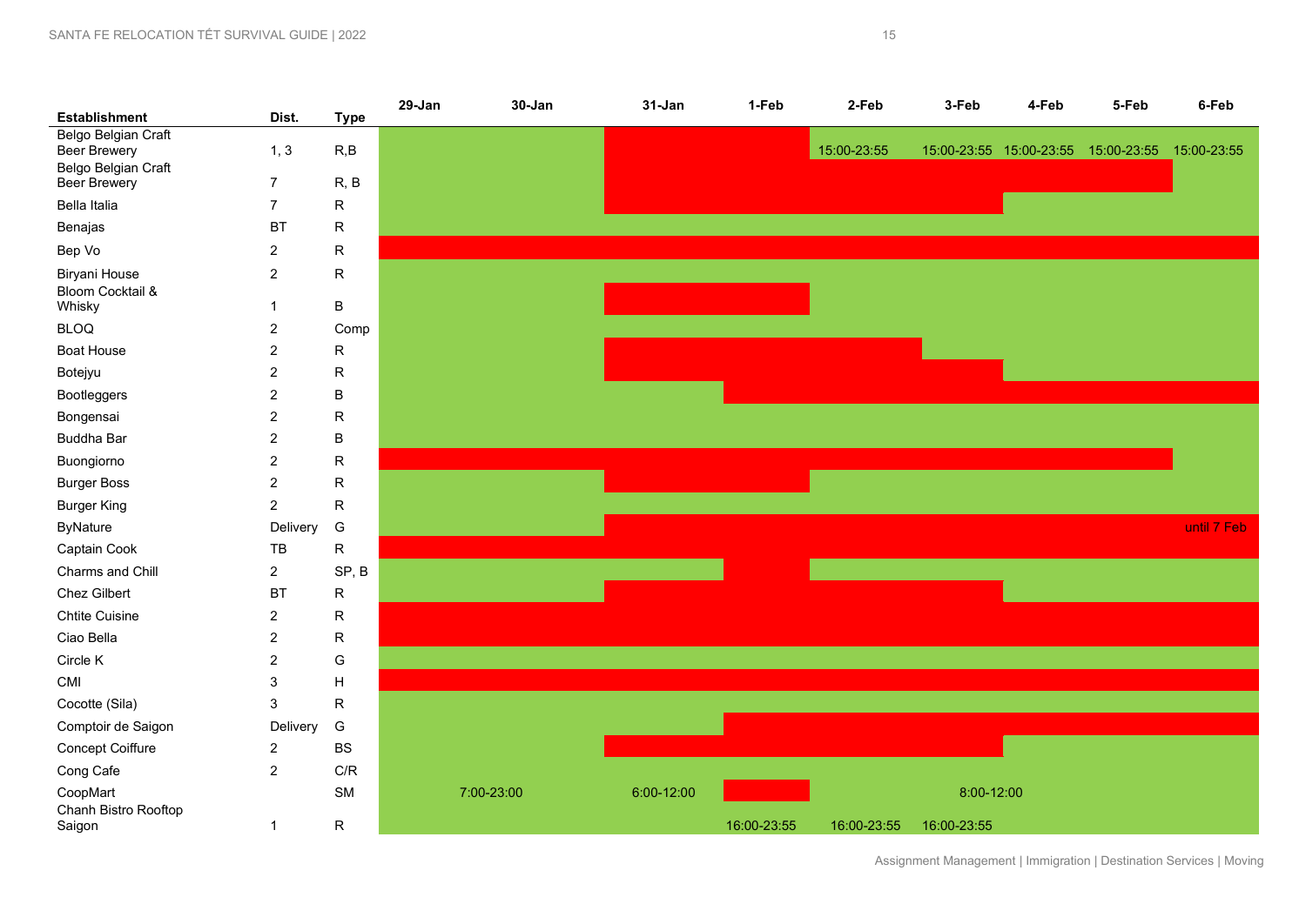| Establishment | Dist. | Type | 29-Jan | 30-Jan | 31-Jan | 1-Feb | 2-Feb | 3-Feb | 4-Feb | 5-Feb | 6-Feb |
|---|---|---|---|---|---|---|---|---|---|---|---|
| Belgo Belgian Craft Beer Brewery | 1, 3 | R,B | | | | | 15:00-23:55 | 15:00-23:55 | 15:00-23:55 | 15:00-23:55 | 15:00-23:55 |
| Belgo Belgian Craft Beer Brewery | 7 | R, B | | | | | | | | | |
| Bella Italia | 7 | R | | | | | | | | | |
| Benajas | BT | R | | | | | | | | | |
| Bep Vo | 2 | R | | | | | | | | | |
| Biryani House | 2 | R | | | | | | | | | |
| Bloom Cocktail & Whisky | 1 | B | | | | | | | | | |
| BLOQ | 2 | Comp | | | | | | | | | |
| Boat House | 2 | R | | | | | | | | | |
| Botejyu | 2 | R | | | | | | | | | |
| Bootleggers | 2 | B | | | | | | | | | |
| Bongensai | 2 | R | | | | | | | | | |
| Buddha Bar | 2 | B | | | | | | | | | |
| Buongiorno | 2 | R | | | | | | | | | |
| Burger Boss | 2 | R | | | | | | | | | |
| Burger King | 2 | R | | | | | | | | | |
| ByNature | Delivery | G | | | | | | | | | until 7 Feb |
| Captain Cook | TB | R | | | | | | | | | |
| Charms and Chill | 2 | SP, B | | | | | | | | | |
| Chez Gilbert | BT | R | | | | | | | | | |
| Chtite Cuisine | 2 | R | | | | | | | | | |
| Ciao Bella | 2 | R | | | | | | | | | |
| Circle K | 2 | G | | | | | | | | | |
| CMI | 3 | H | | | | | | | | | |
| Cocotte (Sila) | 3 | R | | | | | | | | | |
| Comptoir de Saigon | Delivery | G | | | | | | | | | |
| Concept Coiffure | 2 | BS | | | | | | | | | |
| Cong Cafe | 2 | C/R | | | | | | | | | |
| CoopMart | | SM | | 7:00-23:00 | 6:00-12:00 | | | 8:00-12:00 | | | |
| Chanh Bistro Rooftop Saigon | 1 | R | | | | 16:00-23:55 | 16:00-23:55 | 16:00-23:55 | | | |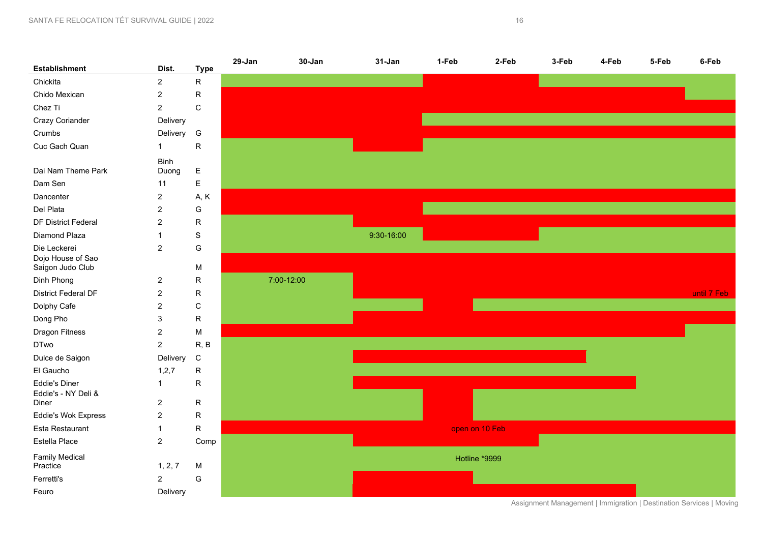| Establishment | Dist. | Type | 29-Jan | 30-Jan | 31-Jan | 1-Feb | 2-Feb | 3-Feb | 4-Feb | 5-Feb | 6-Feb |
|---|---|---|---|---|---|---|---|---|---|---|---|
| Chickita | 2 | R | | | | | | | | | |
| Chido Mexican | 2 | R | | | | | | | | | |
| Chez Ti | 2 | C | | | | | | | | | |
| Crazy Coriander | Delivery | | | | | | | | | | |
| Crumbs | Delivery | G | | | | | | | | | |
| Cuc Gach Quan | 1 | R | | | | | | | | | |
| Dai Nam Theme Park | Binh Duong | E | | | | | | | | | |
| Dam Sen | 11 | E | | | | | | | | | |
| Dancenter | 2 | A, K | | | | | | | | | |
| Del Plata | 2 | G | | | | | | | | | |
| DF District Federal | 2 | R | | | | | | | | | |
| Diamond Plaza | 1 | S | | | 9:30-16:00 | | | | | | |
| Die Leckerei | 2 | G | | | | | | | | | |
| Dojo House of Sao Saigon Judo Club | | M | | | | | | | | | |
| Dinh Phong | 2 | R | | 7:00-12:00 | | | | | | | |
| District Federal DF | 2 | R | | | | | | | | | until 7 Feb |
| Dolphy Cafe | 2 | C | | | | | | | | | |
| Dong Pho | 3 | R | | | | | | | | | |
| Dragon Fitness | 2 | M | | | | | | | | | |
| DTwo | 2 | R, B | | | | | | | | | |
| Dulce de Saigon | Delivery | C | | | | | | | | | |
| El Gaucho | 1,2,7 | R | | | | | | | | | |
| Eddie's Diner | 1 | R | | | | | | | | | |
| Eddie's - NY Deli & Diner | 2 | R | | | | | | | | | |
| Eddie's Wok Express | 2 | R | | | | | | | | | |
| Esta Restaurant | 1 | R | | | | | open on 10 Feb | | | | |
| Estella Place | 2 | Comp | | | | | | | | | |
| Family Medical Practice | 1, 2, 7 | M | | | | | Hotline *9999 | | | | |
| Ferretti's | 2 | G | | | | | | | | | |
| Feuro | Delivery | | | | | | | | | | |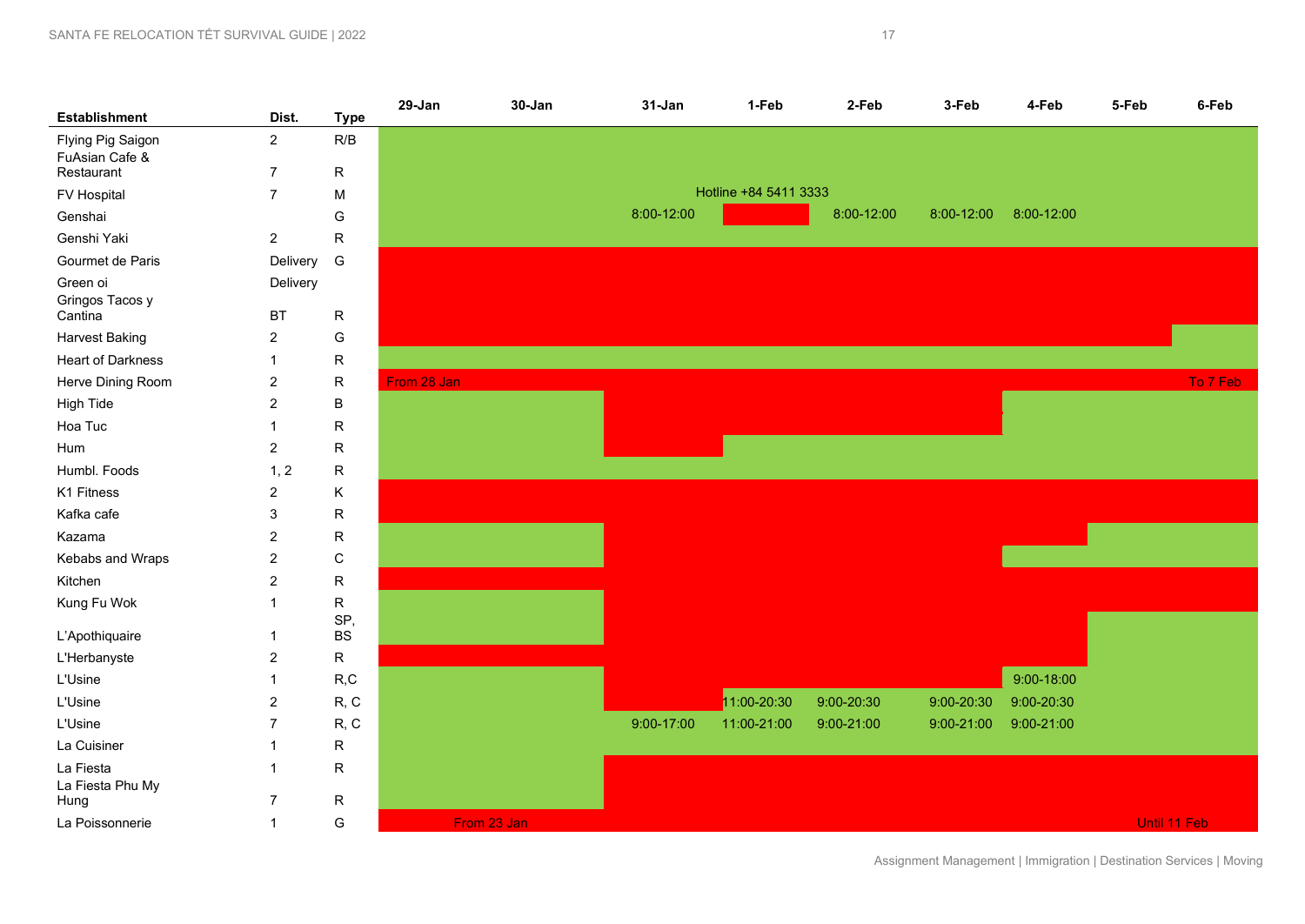| Establishment | Dist. | Type | 29-Jan | 30-Jan | 31-Jan | 1-Feb | 2-Feb | 3-Feb | 4-Feb | 5-Feb | 6-Feb |
|---|---|---|---|---|---|---|---|---|---|---|---|
| Flying Pig Saigon | 2 | R/B | | | | | | | | | |
| FuAsian Cafe & Restaurant | 7 | R | | | | | | | | | |
| FV Hospital | 7 | M | | | | Hotline +84 5411 3333 | | | | | |
| Genshai | | G | | | 8:00-12:00 | | 8:00-12:00 | 8:00-12:00 | 8:00-12:00 | | |
| Genshi Yaki | 2 | R | | | | | | | | | |
| Gourmet de Paris | Delivery | G | | | | | | | | | |
| Green oi | Delivery | | | | | | | | | | |
| Gringos Tacos y Cantina | BT | R | | | | | | | | | |
| Harvest Baking | 2 | G | | | | | | | | | |
| Heart of Darkness | 1 | R | | | | | | | | | |
| Herve Dining Room | 2 | R | From 28 Jan | | | | | | | | To 7 Feb |
| High Tide | 2 | B | | | | | | | | | |
| Hoa Tuc | 1 | R | | | | | | | | | |
| Hum | 2 | R | | | | | | | | | |
| Humbl. Foods | 1, 2 | R | | | | | | | | | |
| K1 Fitness | 2 | K | | | | | | | | | |
| Kafka cafe | 3 | R | | | | | | | | | |
| Kazama | 2 | R | | | | | | | | | |
| Kebabs and Wraps | 2 | C | | | | | | | | | |
| Kitchen | 2 | R | | | | | | | | | |
| Kung Fu Wok | 1 | R | | | | | | | | | |
| L'Apothiquaire | 1 | SP, BS | | | | | | | | | |
| L'Herbanyste | 2 | R | | | | | | | | | |
| L'Usine | 1 | R,C | | | | | | | 9:00-18:00 | | |
| L'Usine | 2 | R, C | | | | 11:00-20:30 | 9:00-20:30 | 9:00-20:30 | 9:00-20:30 | | |
| L'Usine | 7 | R, C | | | 9:00-17:00 | 11:00-21:00 | 9:00-21:00 | 9:00-21:00 | 9:00-21:00 | | |
| La Cuisiner | 1 | R | | | | | | | | | |
| La Fiesta | 1 | R | | | | | | | | | |
| La Fiesta Phu My Hung | 7 | R | | | | | | | | | |
| La Poissonnerie | 1 | G | | From 23 Jan | | | | | | | Until 11 Feb |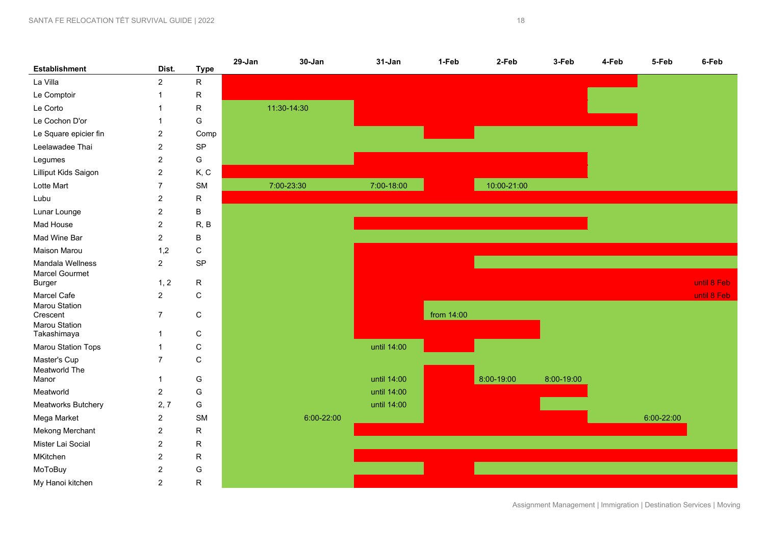| Establishment | Dist. | Type | 29-Jan | 30-Jan | 31-Jan | 1-Feb | 2-Feb | 3-Feb | 4-Feb | 5-Feb | 6-Feb |
|---|---|---|---|---|---|---|---|---|---|---|---|
| La Villa | 2 | R | | | | | | | | | |
| Le Comptoir | 1 | R | | | | | | | | | |
| Le Corto | 1 | R | | 11:30-14:30 | | | | | | | |
| Le Cochon D'or | 1 | G | | | | | | | | | |
| Le Square epicier fin | 2 | Comp | | | | | | | | | |
| Leelawadee Thai | 2 | SP | | | | | | | | | |
| Legumes | 2 | G | | | | | | | | | |
| Lilliput Kids Saigon | 2 | K, C | | | | | | | | | |
| Lotte Mart | 7 | SM | | 7:00-23:30 | 7:00-18:00 | | 10:00-21:00 | | | | |
| Lubu | 2 | R | | | | | | | | | |
| Lunar Lounge | 2 | B | | | | | | | | | |
| Mad House | 2 | R, B | | | | | | | | | |
| Mad Wine Bar | 2 | B | | | | | | | | | |
| Maison Marou | 1,2 | C | | | | | | | | | |
| Mandala Wellness | 2 | SP | | | | | | | | | |
| Marcel Gourmet Burger | 1, 2 | R | | | | | | | | | until 8 Feb |
| Marcel Cafe | 2 | C | | | | | | | | | until 8 Feb |
| Marou Station Crescent | 7 | C | | | | from 14:00 | | | | | |
| Marou Station Takashimaya | 1 | C | | | | | | | | | |
| Marou Station Tops | 1 | C | | | until 14:00 | | | | | | |
| Master's Cup | 7 | C | | | | | | | | | |
| Meatworld The Manor | 1 | G | | | until 14:00 | | 8:00-19:00 | 8:00-19:00 | | | |
| Meatworld | 2 | G | | | until 14:00 | | | | | | |
| Meatworks Butchery | 2, 7 | G | | | until 14:00 | | | | | | |
| Mega Market | 2 | SM | | 6:00-22:00 | | | | | | 6:00-22:00 | |
| Mekong Merchant | 2 | R | | | | | | | | | |
| Mister Lai Social | 2 | R | | | | | | | | | |
| MKitchen | 2 | R | | | | | | | | | |
| MoToBuy | 2 | G | | | | | | | | | |
| My Hanoi kitchen | 2 | R | | | | | | | | | |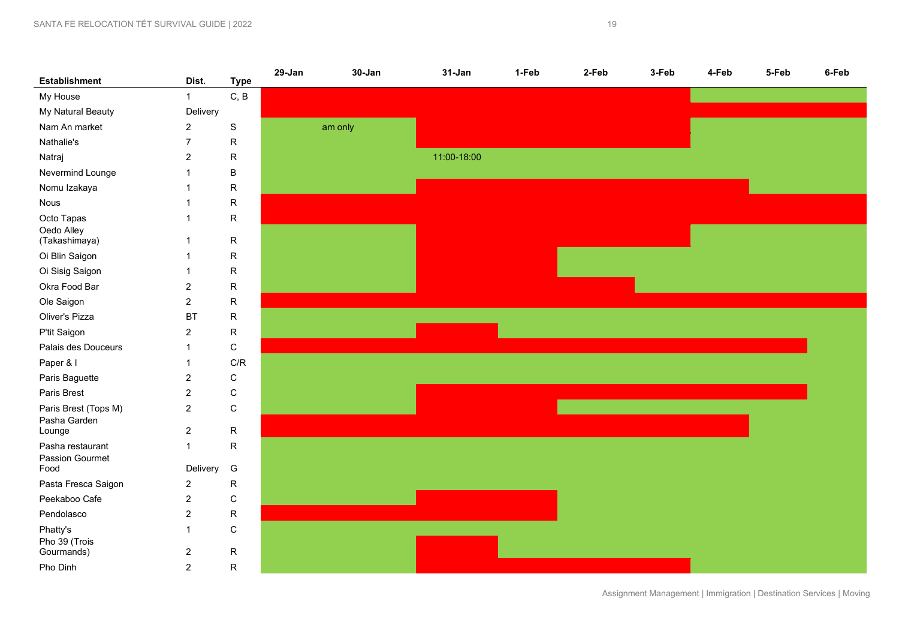| Establishment | Dist. | Type | 29-Jan | 30-Jan | 31-Jan | 1-Feb | 2-Feb | 3-Feb | 4-Feb | 5-Feb | 6-Feb |
|---|---|---|---|---|---|---|---|---|---|---|---|
| My House | 1 | C, B | | | | | | | | | |
| My Natural Beauty | Delivery | | | | | | | | | | |
| Nam An market | 2 | S | | am only | | | | | | | |
| Nathalie's | 7 | R | | | | | | | | | |
| Natraj | 2 | R | | | 11:00-18:00 | | | | | | |
| Nevermind Lounge | 1 | B | | | | | | | | | |
| Nomu Izakaya | 1 | R | | | | | | | | | |
| Nous | 1 | R | | | | | | | | | |
| Octo Tapas | 1 | R | | | | | | | | | |
| Oedo Alley (Takashimaya) | 1 | R | | | | | | | | | |
| Oi Blin Saigon | 1 | R | | | | | | | | | |
| Oi Sisig Saigon | 1 | R | | | | | | | | | |
| Okra Food Bar | 2 | R | | | | | | | | | |
| Ole Saigon | 2 | R | | | | | | | | | |
| Oliver's Pizza | BT | R | | | | | | | | | |
| P'tit Saigon | 2 | R | | | | | | | | | |
| Palais des Douceurs | 1 | C | | | | | | | | | |
| Paper & I | 1 | C/R | | | | | | | | | |
| Paris Baguette | 2 | C | | | | | | | | | |
| Paris Brest | 2 | C | | | | | | | | | |
| Paris Brest (Tops M) | 2 | C | | | | | | | | | |
| Pasha Garden Lounge | 2 | R | | | | | | | | | |
| Pasha restaurant | 1 | R | | | | | | | | | |
| Passion Gourmet Food | Delivery | G | | | | | | | | | |
| Pasta Fresca Saigon | 2 | R | | | | | | | | | |
| Peekaboo Cafe | 2 | C | | | | | | | | | |
| Pendolasco | 2 | R | | | | | | | | | |
| Phatty's | 1 | C | | | | | | | | | |
| Pho 39 (Trois Gourmands) | 2 | R | | | | | | | | | |
| Pho Dinh | 2 | R | | | | | | | | | |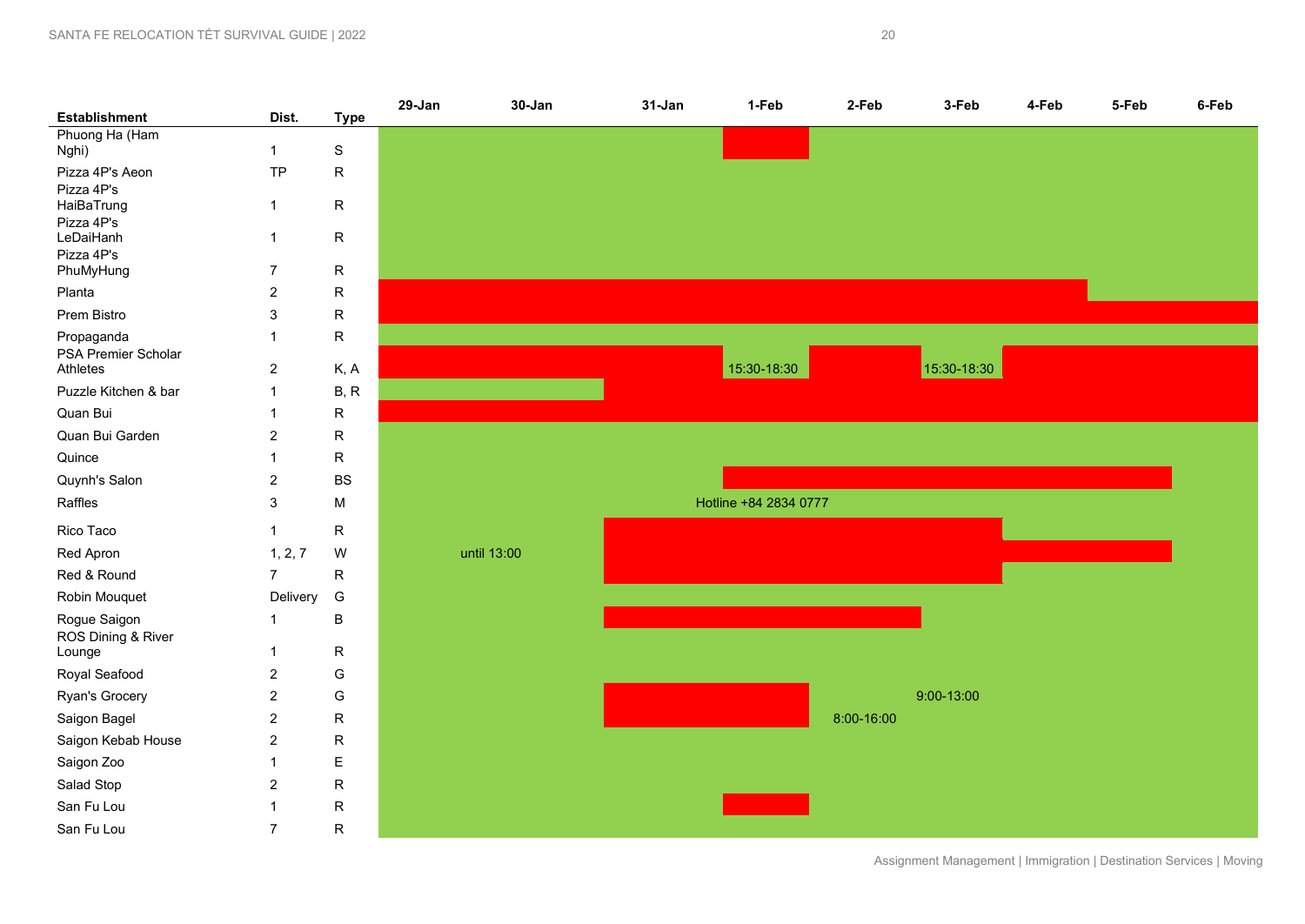| Establishment | Dist. | Type | 29-Jan | 30-Jan | 31-Jan | 1-Feb | 2-Feb | 3-Feb | 4-Feb | 5-Feb | 6-Feb |
|---|---|---|---|---|---|---|---|---|---|---|---|
| Phuong Ha (Ham Nghi) | 1 | S | | | | | | | | | |
| Pizza 4P's Aeon | TP | R | | | | | | | | | |
| Pizza 4P's HaiBaTrung | 1 | R | | | | | | | | | |
| Pizza 4P's LeDaiHanh | 1 | R | | | | | | | | | |
| Pizza 4P's PhuMyHung | 7 | R | | | | | | | | | |
| Planta | 2 | R | | | | | | | | | |
| Prem Bistro | 3 | R | | | | | | | | | |
| Propaganda | 1 | R | | | | | | | | | |
| PSA Premier Scholar Athletes | 2 | K, A | | | | 15:30-18:30 | | 15:30-18:30 | | | |
| Puzzle Kitchen & bar | 1 | B, R | | | | | | | | | |
| Quan Bui | 1 | R | | | | | | | | | |
| Quan Bui Garden | 2 | R | | | | | | | | | |
| Quince | 1 | R | | | | | | | | | |
| Quynh's Salon | 2 | BS | | | | | | | | | |
| Raffles | 3 | M | | | | Hotline +84 2834 0777 | | | | | |
| Rico Taco | 1 | R | | | | | | | | | |
| Red Apron | 1, 2, 7 | W | | until 13:00 | | | | | | | |
| Red & Round | 7 | R | | | | | | | | | |
| Robin Mouquet | Delivery | G | | | | | | | | | |
| Rogue Saigon | 1 | B | | | | | | | | | |
| ROS Dining & River Lounge | 1 | R | | | | | | | | | |
| Royal Seafood | 2 | G | | | | | | | | | |
| Ryan's Grocery | 2 | G | | | | | | 9:00-13:00 | | | |
| Saigon Bagel | 2 | R | | | | | 8:00-16:00 | | | | |
| Saigon Kebab House | 2 | R | | | | | | | | | |
| Saigon Zoo | 1 | E | | | | | | | | | |
| Salad Stop | 2 | R | | | | | | | | | |
| San Fu Lou | 1 | R | | | | | | | | | |
| San Fu Lou | 7 | R | | | | | | | | | |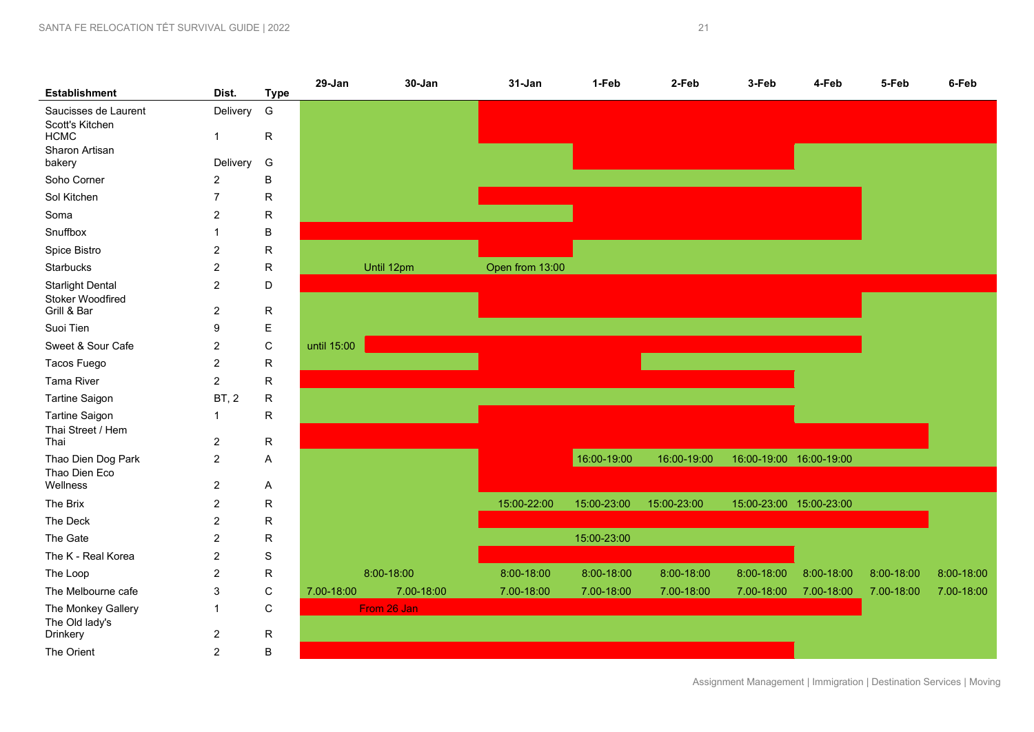| Establishment | Dist. | Type | 29-Jan | 30-Jan | 31-Jan | 1-Feb | 2-Feb | 3-Feb | 4-Feb | 5-Feb | 6-Feb |
|---|---|---|---|---|---|---|---|---|---|---|---|
| Saucisses de Laurent | Delivery | G | | | | | | | | | |
| Scott's Kitchen HCMC | 1 | R | | | | | | | | | |
| Sharon Artisan bakery | Delivery | G | | | | | | | | | |
| Soho Corner | 2 | B | | | | | | | | | |
| Sol Kitchen | 7 | R | | | | | | | | | |
| Soma | 2 | R | | | | | | | | | |
| Snuffbox | 1 | B | | | | | | | | | |
| Spice Bistro | 2 | R | | | | | | | | | |
| Starbucks | 2 | R | | Until 12pm | Open from 13:00 | | | | | | |
| Starlight Dental | 2 | D | | | | | | | | | |
| Stoker Woodfired Grill & Bar | 2 | R | | | | | | | | | |
| Suoi Tien | 9 | E | | | | | | | | | |
| Sweet & Sour Cafe | 2 | C | until 15:00 | | | | | | | | |
| Tacos Fuego | 2 | R | | | | | | | | | |
| Tama River | 2 | R | | | | | | | | | |
| Tartine Saigon | BT, 2 | R | | | | | | | | | |
| Tartine Saigon | 1 | R | | | | | | | | | |
| Thai Street / Hem Thai | 2 | R | | | | | | | | | |
| Thao Dien Dog Park | 2 | A | | | | 16:00-19:00 | 16:00-19:00 | 16:00-19:00 | 16:00-19:00 | | |
| Thao Dien Eco Wellness | 2 | A | | | | | | | | | |
| The Brix | 2 | R | | | 15:00-22:00 | 15:00-23:00 | 15:00-23:00 | 15:00-23:00 | 15:00-23:00 | | |
| The Deck | 2 | R | | | | | | | | | |
| The Gate | 2 | R | | | | 15:00-23:00 | | | | | |
| The K - Real Korea | 2 | S | | | | | | | | | |
| The Loop | 2 | R | | 8:00-18:00 | 8:00-18:00 | 8:00-18:00 | 8:00-18:00 | 8:00-18:00 | 8:00-18:00 | 8:00-18:00 | 8:00-18:00 |
| The Melbourne cafe | 3 | C | 7.00-18:00 | 7.00-18:00 | 7.00-18:00 | 7.00-18:00 | 7.00-18:00 | 7.00-18:00 | 7.00-18:00 | 7.00-18:00 | 7.00-18:00 |
| The Monkey Gallery | 1 | C | | From 26 Jan | | | | | | | |
| The Old lady's Drinkery | 2 | R | | | | | | | | | |
| The Orient | 2 | B | | | | | | | | | |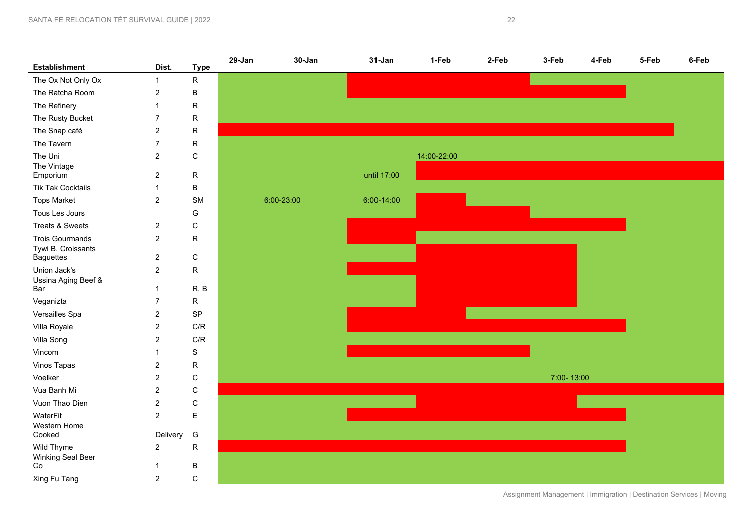| Establishment | Dist. | Type | 29-Jan | 30-Jan | 31-Jan | 1-Feb | 2-Feb | 3-Feb | 4-Feb | 5-Feb | 6-Feb |
|---|---|---|---|---|---|---|---|---|---|---|---|
| The Ox Not Only Ox | 1 | R | | | | | | | | | |
| The Ratcha Room | 2 | B | | | | | | | | | |
| The Refinery | 1 | R | | | | | | | | | |
| The Rusty Bucket | 7 | R | | | | | | | | | |
| The Snap café | 2 | R | | | | | | | | | |
| The Tavern | 7 | R | | | | | | | | | |
| The Uni | 2 | C | | | | 14:00-22:00 | | | | | |
| The Vintage Emporium | 2 | R | | | until 17:00 | | | | | | |
| Tik Tak Cocktails | 1 | B | | | | | | | | | |
| Tops Market | 2 | SM | | 6:00-23:00 | 6:00-14:00 | | | | | | |
| Tous Les Jours | | G | | | | | | | | | |
| Treats & Sweets | 2 | C | | | | | | | | | |
| Trois Gourmands | 2 | R | | | | | | | | | |
| Tywi B. Croissants Baguettes | 2 | C | | | | | | | | | |
| Union Jack's | 2 | R | | | | | | | | | |
| Ussina Aging Beef & Bar | 1 | R, B | | | | | | | | | |
| Veganizta | 7 | R | | | | | | | | | |
| Versailles Spa | 2 | SP | | | | | | | | | |
| Villa Royale | 2 | C/R | | | | | | | | | |
| Villa Song | 2 | C/R | | | | | | | | | |
| Vincom | 1 | S | | | | | | | | | |
| Vinos Tapas | 2 | R | | | | | | | | | |
| Voelker | 2 | C | | | | | | 7:00- 13:00 | | | |
| Vua Banh Mi | 2 | C | | | | | | | | | |
| Vuon Thao Dien | 2 | C | | | | | | | | | |
| WaterFit | 2 | E | | | | | | | | | |
| Western Home Cooked | Delivery | G | | | | | | | | | |
| Wild Thyme | 2 | R | | | | | | | | | |
| Winking Seal Beer Co | 1 | B | | | | | | | | | |
| Xing Fu Tang | 2 | C | | | | | | | | | |

Assignment Management | Immigration | Destination Services | Moving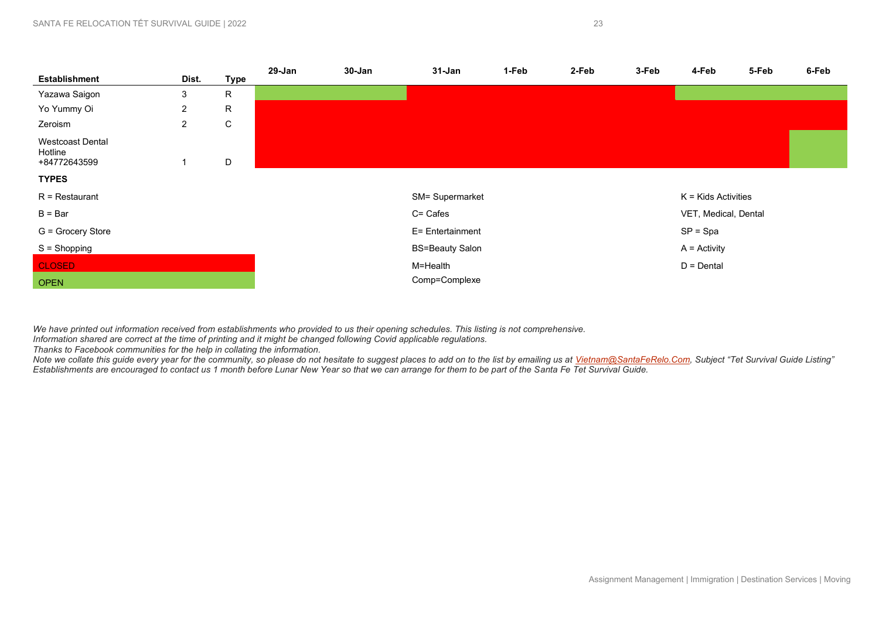| Establishment | Dist. | Type | 29-Jan | 30-Jan | 31-Jan | 1-Feb | 2-Feb | 3-Feb | 4-Feb | 5-Feb | 6-Feb |
|---|---|---|---|---|---|---|---|---|---|---|---|
| Yazawa Saigon | 3 | R | OPEN | OPEN | CLOSED | CLOSED | CLOSED | CLOSED | OPEN | OPEN | OPEN |
| Yo Yummy Oi | 2 | R | CLOSED | CLOSED | CLOSED | CLOSED | CLOSED | CLOSED | CLOSED | CLOSED | CLOSED |
| Zeroism | 2 | C | CLOSED | CLOSED | CLOSED | CLOSED | CLOSED | CLOSED | CLOSED | CLOSED | CLOSED |
| Westcoast Dental Hotline +84772643599 | 1 | D | CLOSED | CLOSED | CLOSED | CLOSED | CLOSED | CLOSED | CLOSED | CLOSED | OPEN |

**TYPES**

| | | |
|---|---|---|
| R = Restaurant | SM= Supermarket | K = Kids Activities |
| B = Bar | C= Cafes | VET, Medical, Dental |
| G = Grocery Store | E= Entertainment | SP = Spa |
| S = Shopping | BS=Beauty Salon | A = Activity |
| CLOSED | M=Health | D = Dental |
| OPEN | Comp=Complexe | |

*We have printed out information received from establishments who provided to us their opening schedules. This listing is not comprehensive.*
*Information shared are correct at the time of printing and it might be changed following Covid applicable regulations.*
*Thanks to Facebook communities for the help in collating the information.*
*Note we collate this guide every year for the community, so please do not hesitate to suggest places to add on to the list by emailing us at Vietnam@SantaFeRelo.Com, Subject "Tet Survival Guide Listing"*
*Establishments are encouraged to contact us 1 month before Lunar New Year so that we can arrange for them to be part of the Santa Fe Tet Survival Guide.*

Assignment Management | Immigration | Destination Services | Moving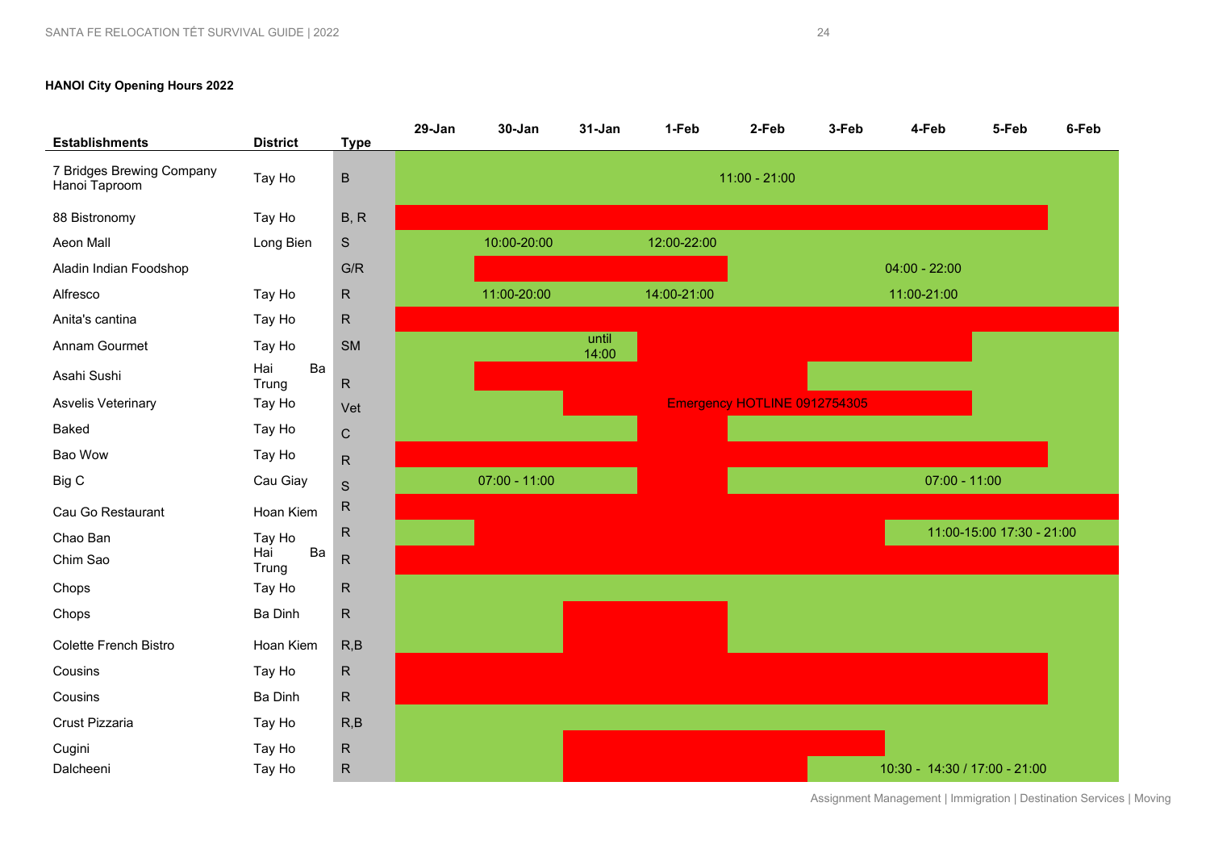**HANOI City Opening Hours 2022**

| Establishments | District | Type | 29-Jan | 30-Jan | 31-Jan | 1-Feb | 2-Feb | 3-Feb | 4-Feb | 5-Feb | 6-Feb |
|---|---|---|---|---|---|---|---|---|---|---|---|
| 7 Bridges Brewing Company Hanoi Taproom | Tay Ho | B | | | | | 11:00 - 21:00 | | | | |
| 88 Bistronomy | Tay Ho | B, R | | | | | | | | | |
| Aeon Mall | Long Bien | S | | 10:00-20:00 | | 12:00-22:00 | | | | | |
| Aladin Indian Foodshop | | G/R | | | | | | | 04:00 - 22:00 | | |
| Alfresco | Tay Ho | R | | 11:00-20:00 | | 14:00-21:00 | | | 11:00-21:00 | | |
| Anita's cantina | Tay Ho | R | | | | | | | | | |
| Annam Gourmet | Tay Ho | SM | | | until 14:00 | | | | | | |
| Asahi Sushi | Hai Ba Trung | R | | | | | | | | | |
| Asvelis Veterinary | Tay Ho | Vet | | | | | Emergency HOTLINE 0912754305 | | | | |
| Baked | Tay Ho | C | | | | | | | | | |
| Bao Wow | Tay Ho | R | | | | | | | | | |
| Big C | Cau Giay | S | | 07:00 - 11:00 | | | | | 07:00 - 11:00 | | |
| Cau Go Restaurant | Hoan Kiem | R | | | | | | | | | |
| Chao Ban | Tay Ho | R | | | | | | | | 11:00-15:00 17:30 - 21:00 | |
| Chim Sao | Hai Ba Trung | R | | | | | | | | | |
| Chops | Tay Ho | R | | | | | | | | | |
| Chops | Ba Dinh | R | | | | | | | | | |
| Colette French Bistro | Hoan Kiem | R,B | | | | | | | | | |
| Cousins | Tay Ho | R | | | | | | | | | |
| Cousins | Ba Dinh | R | | | | | | | | | |
| Crust Pizzaria | Tay Ho | R,B | | | | | | | | | |
| Cugini | Tay Ho | R | | | | | | | | | |
| Dalcheeni | Tay Ho | R | | | | | | | 10:30 - 14:30 / 17:00 - 21:00 | | |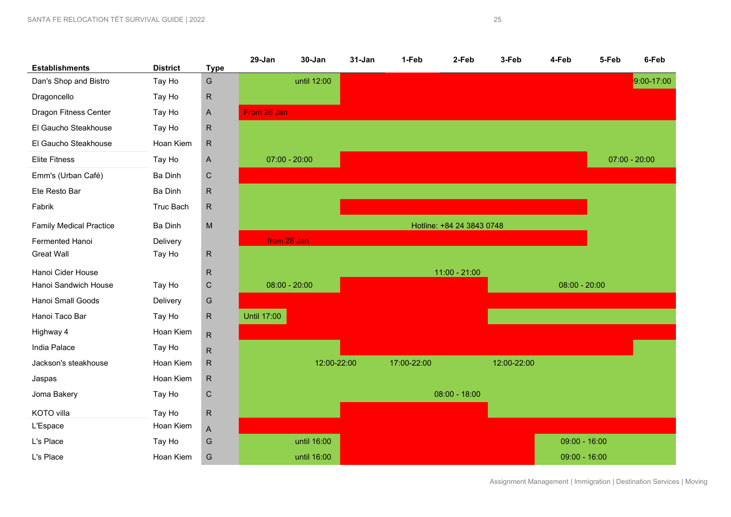| Establishments | District | Type | 29-Jan | 30-Jan | 31-Jan | 1-Feb | 2-Feb | 3-Feb | 4-Feb | 5-Feb | 6-Feb |
|---|---|---|---|---|---|---|---|---|---|---|---|
| Dan's Shop and Bistro | Tay Ho | G | | until 12:00 | | | | | | | 9:00-17:00 |
| Dragoncello | Tay Ho | R | | | | | | | | | |
| Dragon Fitness Center | Tay Ho | A | From 26 Jan | | | | | | | | |
| El Gaucho Steakhouse | Tay Ho | R | | | | | | | | | |
| El Gaucho Steakhouse | Hoan Kiem | R | | | | | | | | | |
| Elite Fitness | Tay Ho | A | 07:00 - 20:00 | | | | | | | 07:00 - 20:00 | |
| Emm's (Urban Café) | Ba Dinh | C | | | | | | | | | |
| Ete Resto Bar | Ba Dinh | R | | | | | | | | | |
| Fabrik | Truc Bach | R | | | | | | | | | |
| Family Medical Practice | Ba Dinh | M | | | | | Hotline: +84 24 3843 0748 | | | | |
| Fermented Hanoi | Delivery | | from 28 Jan | | | | | | | | |
| Great Wall | Tay Ho | R | | | | | | | | | |
| Hanoi Cider House | | R | | | | | 11:00 - 21:00 | | | | |
| Hanoi Sandwich House | Tay Ho | C | 08:00 - 20:00 | | | | | | 08:00 - 20:00 | | |
| Hanoi Small Goods | Delivery | G | | | | | | | | | |
| Hanoi Taco Bar | Tay Ho | R | Until 17:00 | | | | | | | | |
| Highway 4 | Hoan Kiem | R | | | | | | | | | |
| India Palace | Tay Ho | R | | | | | | | | | |
| Jackson's steakhouse | Hoan Kiem | R | | 12:00-22:00 | | 17:00-22:00 | | 12:00-22:00 | | | |
| Jaspas | Hoan Kiem | R | | | | | | | | | |
| Joma Bakery | Tay Ho | C | | | | | 08:00 - 18:00 | | | | |
| KOTO villa | Tay Ho | R | | | | | | | | | |
| L'Espace | Hoan Kiem | A | | | | | | | | | |
| L's Place | Tay Ho | G | | until 16:00 | | | | | 09:00 - 16:00 | | |
| L's Place | Hoan Kiem | G | | until 16:00 | | | | | 09:00 - 16:00 | | |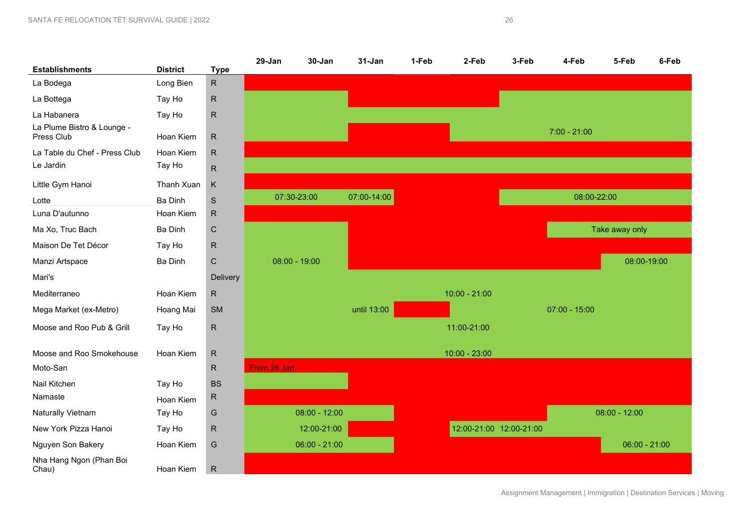| Establishments | District | Type | 29-Jan | 30-Jan | 31-Jan | 1-Feb | 2-Feb | 3-Feb | 4-Feb | 5-Feb | 6-Feb |
|---|---|---|---|---|---|---|---|---|---|---|---|
| La Bodega | Long Bien | R | | | | | | | | | |
| La Bottega | Tay Ho | R | | | | | | | | | |
| La Habanera | Tay Ho | R | | | | | | | | | |
| La Plume Bistro & Lounge - Press Club | Hoan Kiem | R | | | | | | | 7:00 - 21:00 | | |
| La Table du Chef - Press Club | Hoan Kiem | R | | | | | | | | | |
| Le Jardin | Tay Ho | R | | | | | | | | | |
| Little Gym Hanoi | Thanh Xuan | K | | | | | | | | | |
| Lotte | Ba Dinh | S | 07:30-23:00 | | 07:00-14:00 | | | | 08:00-22:00 | | |
| Luna D'autunno | Hoan Kiem | R | | | | | | | | | |
| Ma Xo, Truc Bach | Ba Dinh | C | | | | | | | | Take away only | |
| Maison De Tet Décor | Tay Ho | R | | | | | | | | | |
| Manzi Artspace | Ba Dinh | C | 08:00 - 19:00 | | | | | | | 08:00-19:00 | |
| Mari's | | Delivery | | | | | | | | | |
| Mediterraneo | Hoan Kiem | R | | | | | 10:00 - 21:00 | | | | |
| Mega Market (ex-Metro) | Hoang Mai | SM | | | until 13:00 | | | | 07:00 - 15:00 | | |
| Moose and Roo Pub & Grill | Tay Ho | R | | | | | 11:00-21:00 | | | | |
| Moose and Roo Smokehouse | Hoan Kiem | R | | | | | 10:00 - 23:00 | | | | |
| Moto-San | | R | From 28 Jan | | | | | | | | |
| Nail Kitchen | Tay Ho | BS | | | | | | | | | |
| Namaste | Hoan Kiem | R | | | | | | | | | |
| Naturally Vietnam | Tay Ho | G | | 08:00 - 12:00 | | | | | | 08:00 - 12:00 | |
| New York Pizza Hanoi | Tay Ho | R | | 12:00-21:00 | | | 12:00-21:00 | 12:00-21:00 | | | |
| Nguyen Son Bakery | Hoan Kiem | G | | 06:00 - 21:00 | | | | | | 06:00 - 21:00 | |
| Nha Hang Ngon (Phan Boi Chau) | Hoan Kiem | R | | | | | | | | | |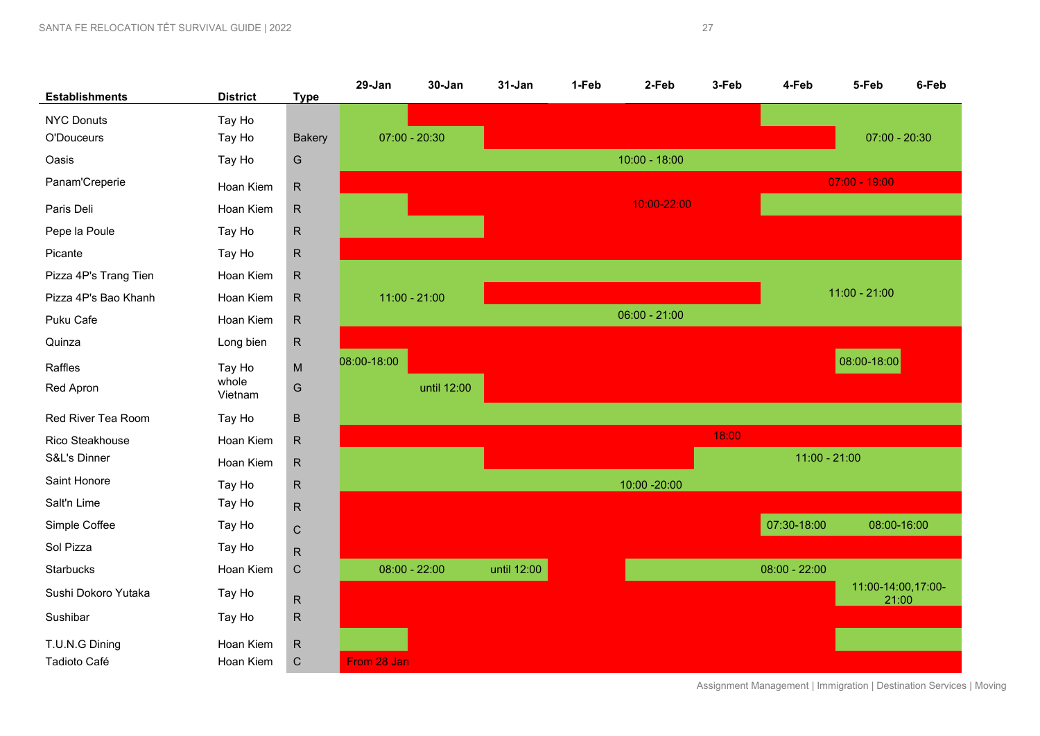| Establishments | District | Type | 29-Jan | 30-Jan | 31-Jan | 1-Feb | 2-Feb | 3-Feb | 4-Feb | 5-Feb | 6-Feb |
|---|---|---|---|---|---|---|---|---|---|---|---|
| NYC Donuts | Tay Ho | | | | | | | | | | |
| O'Douceurs | Tay Ho | Bakery | 07:00 - 20:30 | | | | | | | 07:00 - 20:30 | |
| Oasis | Tay Ho | G | | | | | 10:00 - 18:00 | | | | |
| Panam'Creperie | Hoan Kiem | R | | | | | | | | 07:00 - 19:00 | |
| Paris Deli | Hoan Kiem | R | | | | | 10:00-22:00 | | | | |
| Pepe la Poule | Tay Ho | R | | | | | | | | | |
| Picante | Tay Ho | R | | | | | | | | | |
| Pizza 4P's Trang Tien | Hoan Kiem | R | | | | | | | | | |
| Pizza 4P's Bao Khanh | Hoan Kiem | R | 11:00 - 21:00 | | | | | | | 11:00 - 21:00 | |
| Puku Cafe | Hoan Kiem | R | | | | | 06:00 - 21:00 | | | | |
| Quinza | Long bien | R | | | | | | | | | |
| Raffles | Tay Ho | M | 08:00-18:00 | | | | | | | 08:00-18:00 | |
| Red Apron | whole Vietnam | G | | until 12:00 | | | | | | | |
| Red River Tea Room | Tay Ho | B | | | | | | | | | |
| Rico Steakhouse | Hoan Kiem | R | | | | | | 18:00 | | | |
| S&L's Dinner | Hoan Kiem | R | | | | | | | 11:00 - 21:00 | | |
| Saint Honore | Tay Ho | R | | | | | 10:00 -20:00 | | | | |
| Salt'n Lime | Tay Ho | R | | | | | | | | | |
| Simple Coffee | Tay Ho | C | | | | | | | 07:30-18:00 | 08:00-16:00 | |
| Sol Pizza | Tay Ho | R | | | | | | | | | |
| Starbucks | Hoan Kiem | C | 08:00 - 22:00 | | until 12:00 | | | | 08:00 - 22:00 | | |
| Sushi Dokoro Yutaka | Tay Ho | R | | | | | | | | 11:00-14:00,17:00-21:00 | |
| Sushibar | Tay Ho | R | | | | | | | | | |
| T.U.N.G Dining | Hoan Kiem | R | | | | | | | | | |
| Tadioto Café | Hoan Kiem | C | From 28 Jan | | | | | | | | |

Assignment Management | Immigration | Destination Services | Moving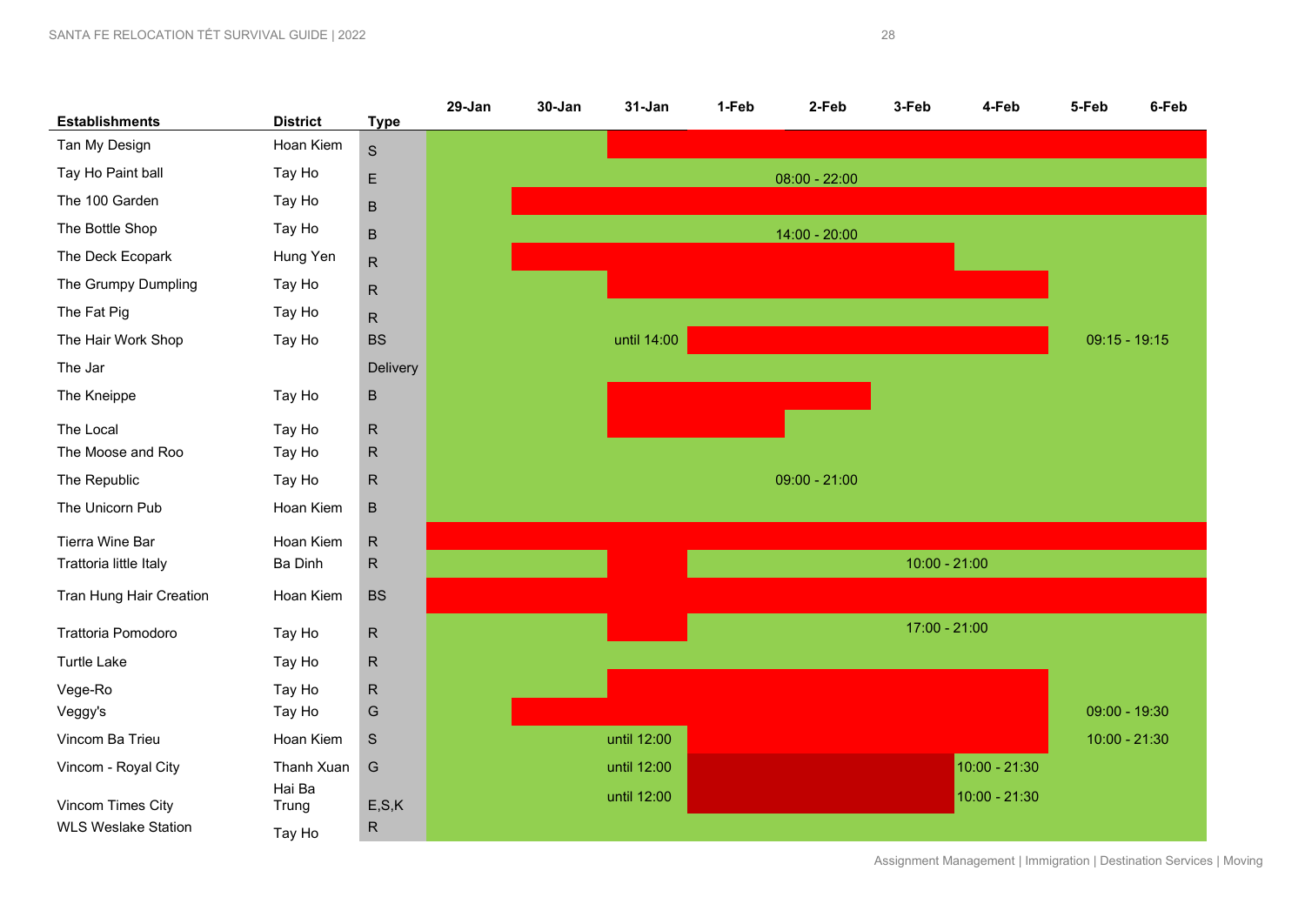| Establishments | District | Type | 29-Jan | 30-Jan | 31-Jan | 1-Feb | 2-Feb | 3-Feb | 4-Feb | 5-Feb | 6-Feb |
|---|---|---|---|---|---|---|---|---|---|---|---|
| Tan My Design | Hoan Kiem | S | | | | | | | | | |
| Tay Ho Paint ball | Tay Ho | E | | | | | 08:00 - 22:00 | | | | |
| The 100 Garden | Tay Ho | B | | | | | | | | | |
| The Bottle Shop | Tay Ho | B | | | | | 14:00 - 20:00 | | | | |
| The Deck Ecopark | Hung Yen | R | | | | | | | | | |
| The Grumpy Dumpling | Tay Ho | R | | | | | | | | | |
| The Fat Pig | Tay Ho | R | | | | | | | | | |
| The Hair Work Shop | Tay Ho | BS | | | until 14:00 | | | | | 09:15 - 19:15 | |
| The Jar | | Delivery | | | | | | | | | |
| The Kneippe | Tay Ho | B | | | | | | | | | |
| The Local | Tay Ho | R | | | | | | | | | |
| The Moose and Roo | Tay Ho | R | | | | | | | | | |
| The Republic | Tay Ho | R | | | | | 09:00 - 21:00 | | | | |
| The Unicorn Pub | Hoan Kiem | B | | | | | | | | | |
| Tierra Wine Bar | Hoan Kiem | R | | | | | | | | | |
| Trattoria little Italy | Ba Dinh | R | | | | | | 10:00 - 21:00 | | | |
| Tran Hung Hair Creation | Hoan Kiem | BS | | | | | | | | | |
| Trattoria Pomodoro | Tay Ho | R | | | | | | 17:00 - 21:00 | | | |
| Turtle Lake | Tay Ho | R | | | | | | | | | |
| Vege-Ro | Tay Ho | R | | | | | | | | | |
| Veggy's | Tay Ho | G | | | | | | | | 09:00 - 19:30 | |
| Vincom Ba Trieu | Hoan Kiem | S | | | until 12:00 | | | | | 10:00 - 21:30 | |
| Vincom - Royal City | Thanh Xuan | G | | | until 12:00 | | | | 10:00 - 21:30 | | |
| Vincom Times City | Hai Ba Trung | E,S,K | | | until 12:00 | | | | 10:00 - 21:30 | | |
| WLS Weslake Station | Tay Ho | R | | | | | | | | | |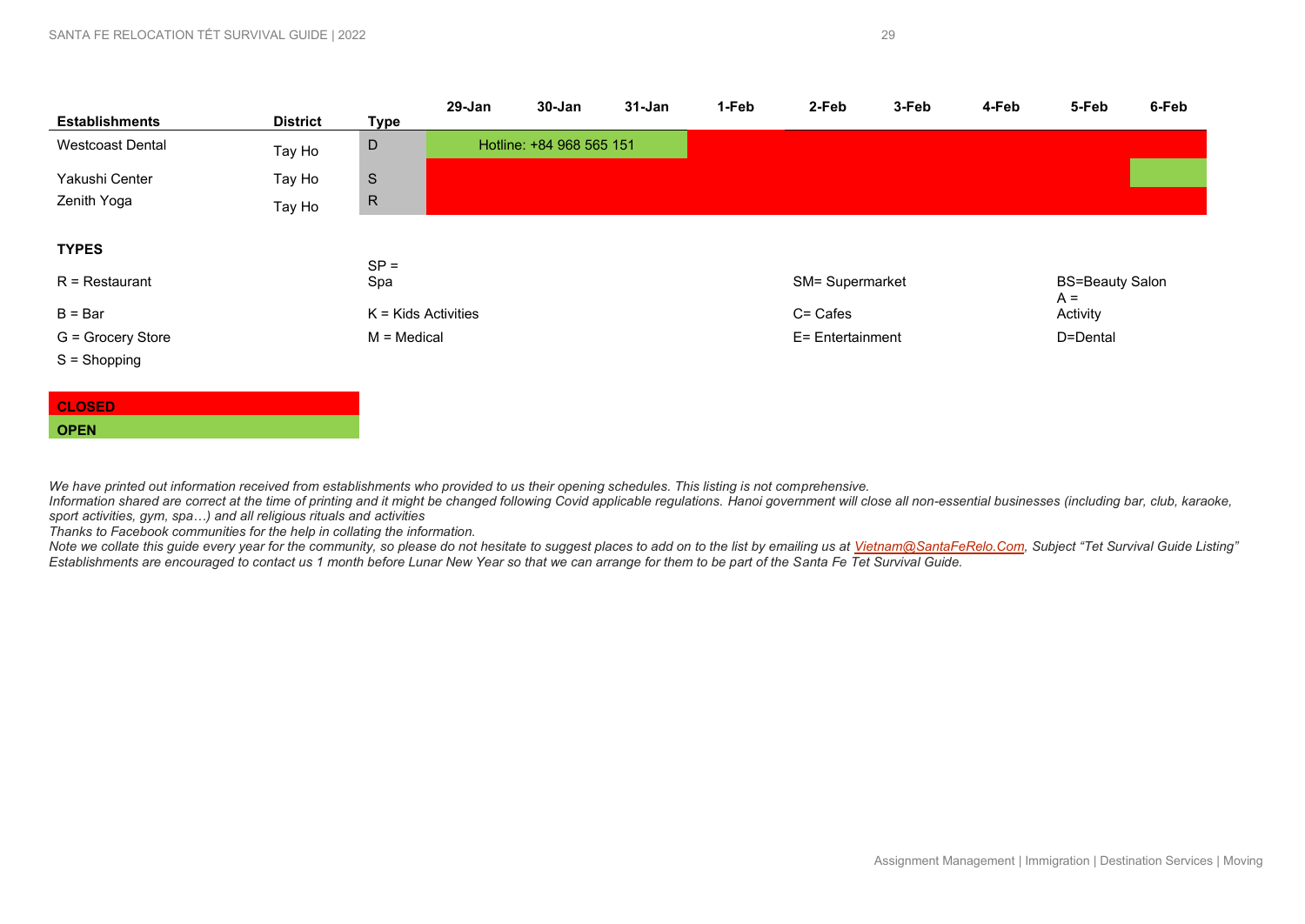| Establishments | District | Type | 29-Jan | 30-Jan | 31-Jan | 1-Feb | 2-Feb | 3-Feb | 4-Feb | 5-Feb | 6-Feb |
|---|---|---|---|---|---|---|---|---|---|---|---|
| Westcoast Dental | Tay Ho | D | OPEN (Hotline: +84 968 565 151) | OPEN (Hotline: +84 968 565 151) | OPEN (Hotline: +84 968 565 151) | CLOSED | CLOSED | CLOSED | CLOSED | CLOSED | CLOSED |
| Yakushi Center | Tay Ho | S | CLOSED | CLOSED | CLOSED | CLOSED | CLOSED | CLOSED | CLOSED | CLOSED | OPEN |
| Zenith Yoga | Tay Ho | R | CLOSED | CLOSED | CLOSED | CLOSED | CLOSED | CLOSED | CLOSED | CLOSED | CLOSED |

**TYPES**

| | | | |
|---|---|---|---|
| R = Restaurant | SP = Spa | SM= Supermarket | BS=Beauty Salon |
| B = Bar | K = Kids Activities | C= Cafes | A = Activity |
| G = Grocery Store | M = Medical | E= Entertainment | D=Dental |
| S = Shopping | | | |

**CLOSED** (red)

**OPEN** (green)

*We have printed out information received from establishments who provided to us their opening schedules. This listing is not comprehensive.*
*Information shared are correct at the time of printing and it might be changed following Covid applicable regulations. Hanoi government will close all non-essential businesses (including bar, club, karaoke, sport activities, gym, spa…) and all religious rituals and activities*
*Thanks to Facebook communities for the help in collating the information.*
*Note we collate this guide every year for the community, so please do not hesitate to suggest places to add on to the list by emailing us at Vietnam@SantaFeRelo.Com, Subject "Tet Survival Guide Listing"*
*Establishments are encouraged to contact us 1 month before Lunar New Year so that we can arrange for them to be part of the Santa Fe Tet Survival Guide.*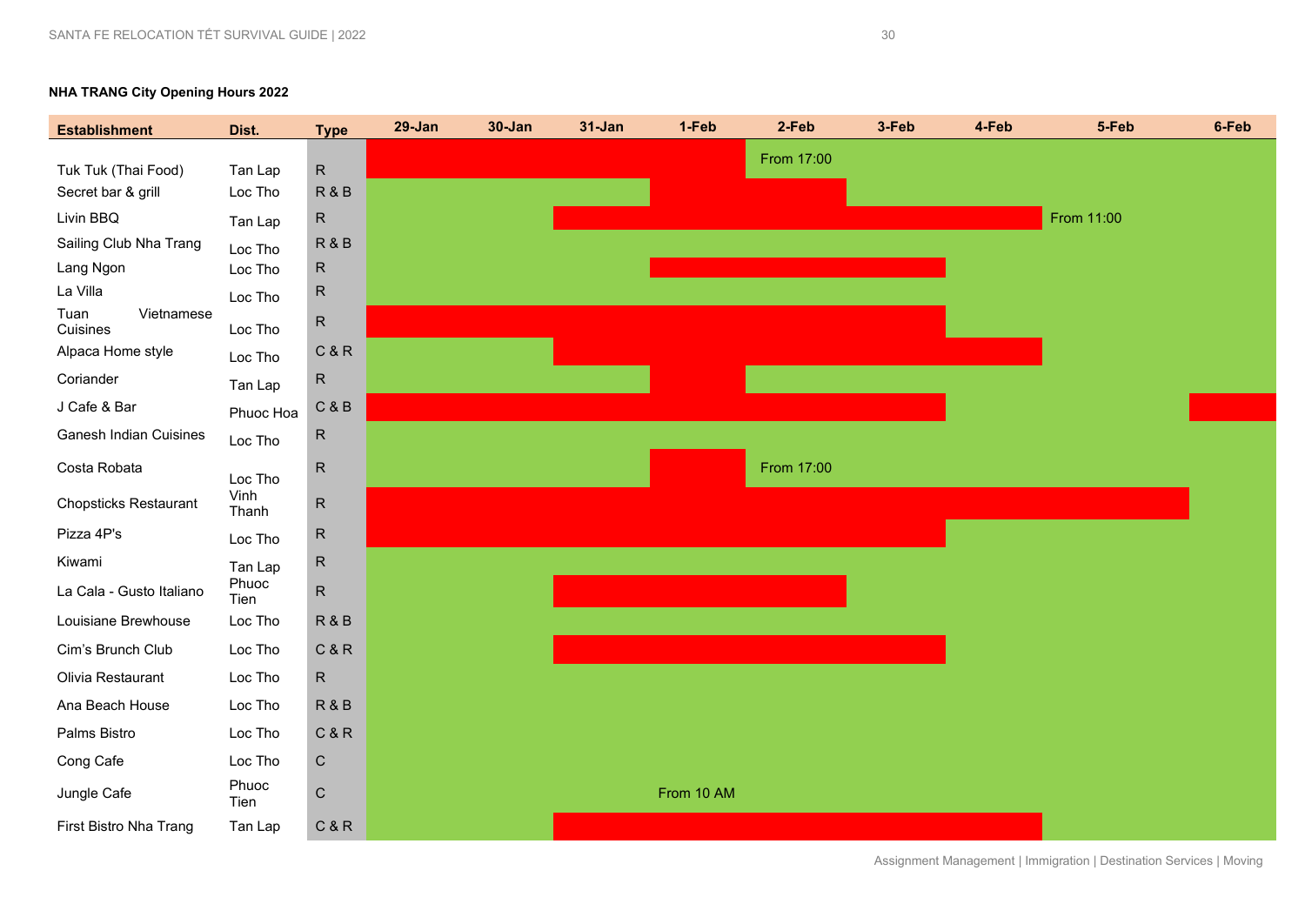**NHA TRANG City Opening Hours 2022**

| Establishment | Dist. | Type | 29-Jan | 30-Jan | 31-Jan | 1-Feb | 2-Feb | 3-Feb | 4-Feb | 5-Feb | 6-Feb |
|---|---|---|---|---|---|---|---|---|---|---|---|
| Tuk Tuk (Thai Food) | Tan Lap | R | | | | | From 17:00 | | | | |
| Secret bar & grill | Loc Tho | R & B | | | | | | | | | |
| Livin BBQ | Tan Lap | R | | | | | | | | From 11:00 | |
| Sailing Club Nha Trang | Loc Tho | R & B | | | | | | | | | |
| Lang Ngon | Loc Tho | R | | | | | | | | | |
| La Villa | Loc Tho | R | | | | | | | | | |
| Tuan Vietnamese Cuisines | Loc Tho | R | | | | | | | | | |
| Alpaca Home style | Loc Tho | C & R | | | | | | | | | |
| Coriander | Tan Lap | R | | | | | | | | | |
| J Cafe & Bar | Phuoc Hoa | C & B | | | | | | | | | |
| Ganesh Indian Cuisines | Loc Tho | R | | | | | | | | | |
| Costa Robata | Loc Tho | R | | | | | From 17:00 | | | | |
| Chopsticks Restaurant | Vinh Thanh | R | | | | | | | | | |
| Pizza 4P's | Loc Tho | R | | | | | | | | | |
| Kiwami | Tan Lap | R | | | | | | | | | |
| La Cala - Gusto Italiano | Phuoc Tien | R | | | | | | | | | |
| Louisiane Brewhouse | Loc Tho | R & B | | | | | | | | | |
| Cim's Brunch Club | Loc Tho | C & R | | | | | | | | | |
| Olivia Restaurant | Loc Tho | R | | | | | | | | | |
| Ana Beach House | Loc Tho | R & B | | | | | | | | | |
| Palms Bistro | Loc Tho | C & R | | | | | | | | | |
| Cong Cafe | Loc Tho | C | | | | | | | | | |
| Jungle Cafe | Phuoc Tien | C | | | | From 10 AM | | | | | |
| First Bistro Nha Trang | Tan Lap | C & R | | | | | | | | | |

Assignment Management | Immigration | Destination Services | Moving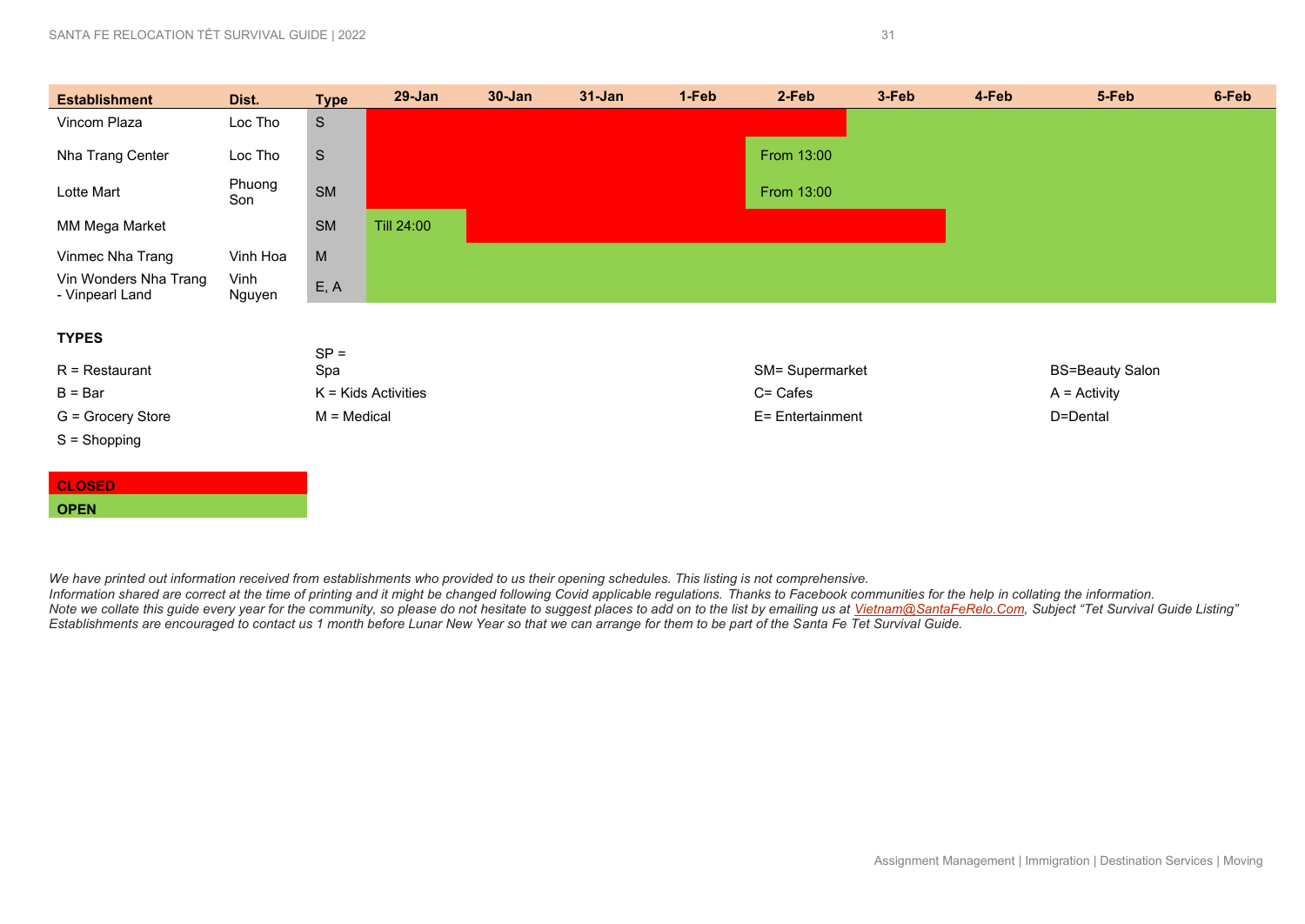| Establishment | Dist. | Type | 29-Jan | 30-Jan | 31-Jan | 1-Feb | 2-Feb | 3-Feb | 4-Feb | 5-Feb | 6-Feb |
|---|---|---|---|---|---|---|---|---|---|---|---|
| Vincom Plaza | Loc Tho | S | CLOSED | CLOSED | CLOSED | CLOSED | CLOSED | OPEN | OPEN | OPEN | OPEN |
| Nha Trang Center | Loc Tho | S | CLOSED | CLOSED | CLOSED | CLOSED | OPEN From 13:00 | OPEN | OPEN | OPEN | OPEN |
| Lotte Mart | Phuong Son | SM | CLOSED | CLOSED | CLOSED | CLOSED | OPEN From 13:00 | OPEN | OPEN | OPEN | OPEN |
| MM Mega Market | | SM | OPEN Till 24:00 | CLOSED | CLOSED | CLOSED | CLOSED | CLOSED | OPEN | OPEN | OPEN |
| Vinmec Nha Trang | Vinh Hoa | M | OPEN | OPEN | OPEN | OPEN | OPEN | OPEN | OPEN | OPEN | OPEN |
| Vin Wonders Nha Trang - Vinpearl Land | Vinh Nguyen | E, A | OPEN | OPEN | OPEN | OPEN | OPEN | OPEN | OPEN | OPEN | OPEN |

**TYPES**

| | | | |
|---|---|---|---|
| R = Restaurant | SP = Spa | SM= Supermarket | BS=Beauty Salon |
| B = Bar | K = Kids Activities | C= Cafes | A = Activity |
| G = Grocery Store | M = Medical | E= Entertainment | D=Dental |
| S = Shopping | | | |

**CLOSED**

**OPEN**

*We have printed out information received from establishments who provided to us their opening schedules. This listing is not comprehensive.*
*Information shared are correct at the time of printing and it might be changed following Covid applicable regulations. Thanks to Facebook communities for the help in collating the information.*
*Note we collate this guide every year for the community, so please do not hesitate to suggest places to add on to the list by emailing us at Vietnam@SantaFeRelo.Com, Subject "Tet Survival Guide Listing"*
*Establishments are encouraged to contact us 1 month before Lunar New Year so that we can arrange for them to be part of the Santa Fe Tet Survival Guide.*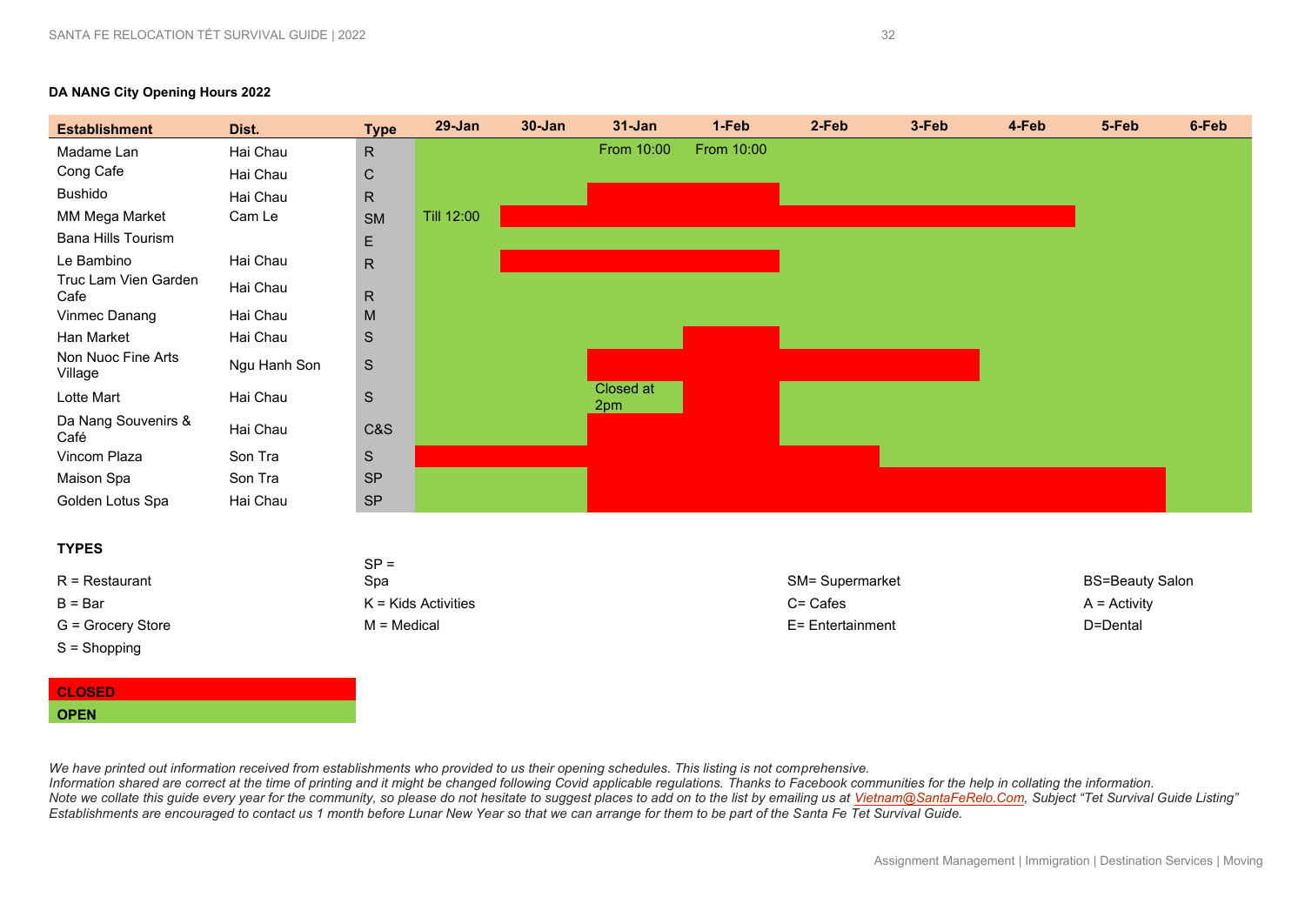**DA NANG City Opening Hours 2022**

| Establishment | Dist. | Type | 29-Jan | 30-Jan | 31-Jan | 1-Feb | 2-Feb | 3-Feb | 4-Feb | 5-Feb | 6-Feb |
|---|---|---|---|---|---|---|---|---|---|---|---|
| Madame Lan | Hai Chau | R | OPEN | OPEN | From 10:00 | From 10:00 | OPEN | OPEN | OPEN | OPEN | OPEN |
| Cong Cafe | Hai Chau | C | OPEN | OPEN | OPEN | OPEN | OPEN | OPEN | OPEN | OPEN | OPEN |
| Bushido | Hai Chau | R | OPEN | OPEN | CLOSED | CLOSED | OPEN | OPEN | OPEN | OPEN | OPEN |
| MM Mega Market | Cam Le | SM | Till 12:00 | CLOSED | CLOSED | CLOSED | CLOSED | CLOSED | CLOSED | OPEN | OPEN |
| Bana Hills Tourism | | E | OPEN | OPEN | OPEN | OPEN | OPEN | OPEN | OPEN | OPEN | OPEN |
| Le Bambino | Hai Chau | R | OPEN | CLOSED | CLOSED | CLOSED | OPEN | OPEN | OPEN | OPEN | OPEN |
| Truc Lam Vien Garden Cafe | Hai Chau | R | OPEN | OPEN | OPEN | OPEN | OPEN | OPEN | OPEN | OPEN | OPEN |
| Vinmec Danang | Hai Chau | M | OPEN | OPEN | OPEN | OPEN | OPEN | OPEN | OPEN | OPEN | OPEN |
| Han Market | Hai Chau | S | OPEN | OPEN | OPEN | CLOSED | OPEN | OPEN | OPEN | OPEN | OPEN |
| Non Nuoc Fine Arts Village | Ngu Hanh Son | S | OPEN | OPEN | CLOSED | CLOSED | CLOSED | CLOSED | OPEN | OPEN | OPEN |
| Lotte Mart | Hai Chau | S | OPEN | OPEN | Closed at 2pm | CLOSED | OPEN | OPEN | OPEN | OPEN | OPEN |
| Da Nang Souvenirs & Café | Hai Chau | C&S | OPEN | OPEN | CLOSED | CLOSED | OPEN | OPEN | OPEN | OPEN | OPEN |
| Vincom Plaza | Son Tra | S | CLOSED | CLOSED | CLOSED | CLOSED | CLOSED | OPEN | OPEN | OPEN | OPEN |
| Maison Spa | Son Tra | SP | OPEN | OPEN | CLOSED | CLOSED | CLOSED | CLOSED | CLOSED | CLOSED | OPEN |
| Golden Lotus Spa | Hai Chau | SP | OPEN | OPEN | CLOSED | CLOSED | CLOSED | CLOSED | CLOSED | CLOSED | OPEN |

**TYPES**

| | | | |
|---|---|---|---|
| R = Restaurant | SP = Spa | SM= Supermarket | BS=Beauty Salon |
| B = Bar | K = Kids Activities | C= Cafes | A = Activity |
| G = Grocery Store | M = Medical | E= Entertainment | D=Dental |
| S = Shopping | | | |

**CLOSED**

**OPEN**

*We have printed out information received from establishments who provided to us their opening schedules. This listing is not comprehensive.*
*Information shared are correct at the time of printing and it might be changed following Covid applicable regulations. Thanks to Facebook communities for the help in collating the information.*
*Note we collate this guide every year for the community, so please do not hesitate to suggest places to add on to the list by emailing us at Vietnam@SantaFeRelo.Com, Subject "Tet Survival Guide Listing"*
*Establishments are encouraged to contact us 1 month before Lunar New Year so that we can arrange for them to be part of the Santa Fe Tet Survival Guide.*